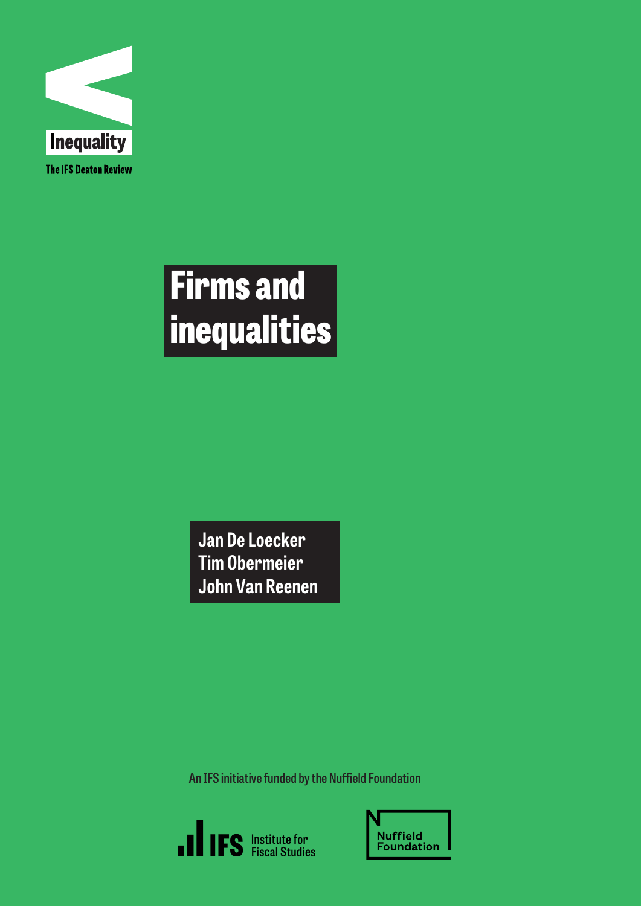Inequality

The IFS Deaton Review

# Firms and inequalities

**Jan De Loecker**
**Tim Obermeier**
**John Van Reenen**

An IFS initiative funded by the Nuffield Foundation

IFS Institute for Fiscal Studies

Nuffield Foundation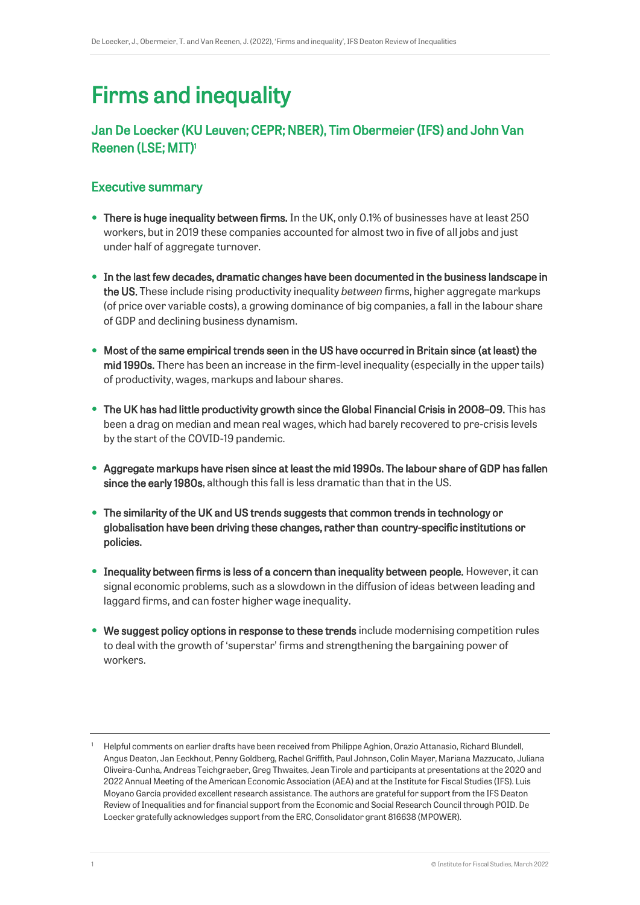# Firms and inequality

## Jan De Loecker (KU Leuven; CEPR; NBER), Tim Obermeier (IFS) and John Van Reenen (LSE; MIT)[1]

## Executive summary

- **There is huge inequality between firms.** In the UK, only 0.1% of businesses have at least 250 workers, but in 2019 these companies accounted for almost two in five of all jobs and just under half of aggregate turnover.
- **In the last few decades, dramatic changes have been documented in the business landscape in the US.** These include rising productivity inequality *between* firms, higher aggregate markups (of price over variable costs), a growing dominance of big companies, a fall in the labour share of GDP and declining business dynamism.
- **Most of the same empirical trends seen in the US have occurred in Britain since (at least) the mid 1990s.** There has been an increase in the firm-level inequality (especially in the upper tails) of productivity, wages, markups and labour shares.
- **The UK has had little productivity growth since the Global Financial Crisis in 2008–09.** This has been a drag on median and mean real wages, which had barely recovered to pre-crisis levels by the start of the COVID-19 pandemic.
- **Aggregate markups have risen since at least the mid 1990s. The labour share of GDP has fallen since the early 1980s**, although this fall is less dramatic than that in the US.
- **The similarity of the UK and US trends suggests that common trends in technology or globalisation have been driving these changes, rather than country-specific institutions or policies.**
- **Inequality between firms is less of a concern than inequality between people.** However, it can signal economic problems, such as a slowdown in the diffusion of ideas between leading and laggard firms, and can foster higher wage inequality.
- **We suggest policy options in response to these trends** include modernising competition rules to deal with the growth of 'superstar' firms and strengthening the bargaining power of workers.

---

[1] Helpful comments on earlier drafts have been received from Philippe Aghion, Orazio Attanasio, Richard Blundell, Angus Deaton, Jan Eeckhout, Penny Goldberg, Rachel Griffith, Paul Johnson, Colin Mayer, Mariana Mazzucato, Juliana Oliveira-Cunha, Andreas Teichgraeber, Greg Thwaites, Jean Tirole and participants at presentations at the 2020 and 2022 Annual Meeting of the American Economic Association (AEA) and at the Institute for Fiscal Studies (IFS). Luis Moyano García provided excellent research assistance. The authors are grateful for support from the IFS Deaton Review of Inequalities and for financial support from the Economic and Social Research Council through POID. De Loecker gratefully acknowledges support from the ERC, Consolidator grant 816638 (MPOWER).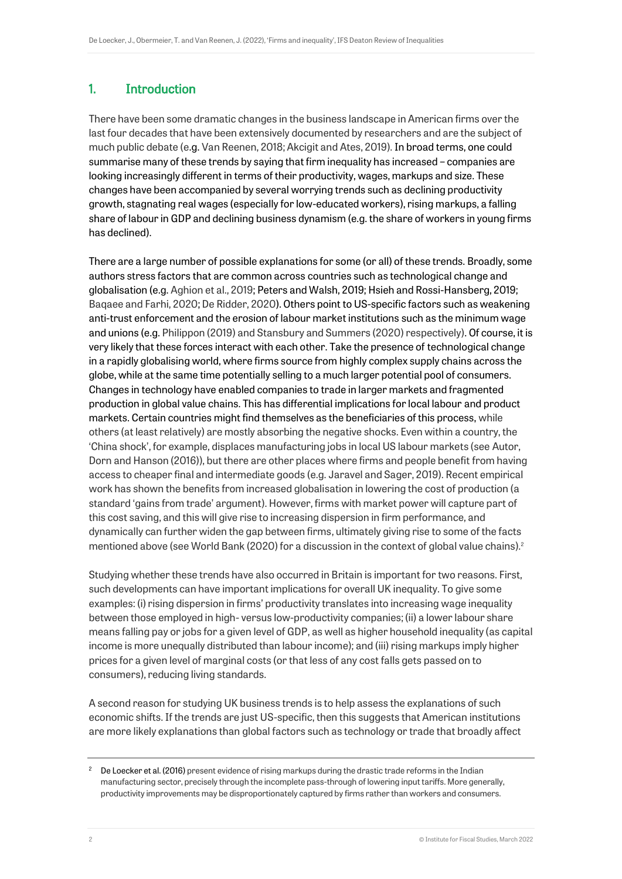## 1. Introduction

There have been some dramatic changes in the business landscape in American firms over the last four decades that have been extensively documented by researchers and are the subject of much public debate (e.g. Van Reenen, 2018; Akcigit and Ates, 2019). In broad terms, one could summarise many of these trends by saying that firm inequality has increased – companies are looking increasingly different in terms of their productivity, wages, markups and size. These changes have been accompanied by several worrying trends such as declining productivity growth, stagnating real wages (especially for low-educated workers), rising markups, a falling share of labour in GDP and declining business dynamism (e.g. the share of workers in young firms has declined).

There are a large number of possible explanations for some (or all) of these trends. Broadly, some authors stress factors that are common across countries such as technological change and globalisation (e.g. Aghion et al., 2019; Peters and Walsh, 2019; Hsieh and Rossi-Hansberg, 2019; Baqaee and Farhi, 2020; De Ridder, 2020). Others point to US-specific factors such as weakening anti-trust enforcement and the erosion of labour market institutions such as the minimum wage and unions (e.g. Philippon (2019) and Stansbury and Summers (2020) respectively). Of course, it is very likely that these forces interact with each other. Take the presence of technological change in a rapidly globalising world, where firms source from highly complex supply chains across the globe, while at the same time potentially selling to a much larger potential pool of consumers. Changes in technology have enabled companies to trade in larger markets and fragmented production in global value chains. This has differential implications for local labour and product markets. Certain countries might find themselves as the beneficiaries of this process, while others (at least relatively) are mostly absorbing the negative shocks. Even within a country, the 'China shock', for example, displaces manufacturing jobs in local US labour markets (see Autor, Dorn and Hanson (2016)), but there are other places where firms and people benefit from having access to cheaper final and intermediate goods (e.g. Jaravel and Sager, 2019). Recent empirical work has shown the benefits from increased globalisation in lowering the cost of production (a standard 'gains from trade' argument). However, firms with market power will capture part of this cost saving, and this will give rise to increasing dispersion in firm performance, and dynamically can further widen the gap between firms, ultimately giving rise to some of the facts mentioned above (see World Bank (2020) for a discussion in the context of global value chains).[2]

Studying whether these trends have also occurred in Britain is important for two reasons. First, such developments can have important implications for overall UK inequality. To give some examples: (i) rising dispersion in firms' productivity translates into increasing wage inequality between those employed in high- versus low-productivity companies; (ii) a lower labour share means falling pay or jobs for a given level of GDP, as well as higher household inequality (as capital income is more unequally distributed than labour income); and (iii) rising markups imply higher prices for a given level of marginal costs (or that less of any cost falls gets passed on to consumers), reducing living standards.

A second reason for studying UK business trends is to help assess the explanations of such economic shifts. If the trends are just US-specific, then this suggests that American institutions are more likely explanations than global factors such as technology or trade that broadly affect

[2] De Loecker et al. (2016) present evidence of rising markups during the drastic trade reforms in the Indian manufacturing sector, precisely through the incomplete pass-through of lowering input tariffs. More generally, productivity improvements may be disproportionately captured by firms rather than workers and consumers.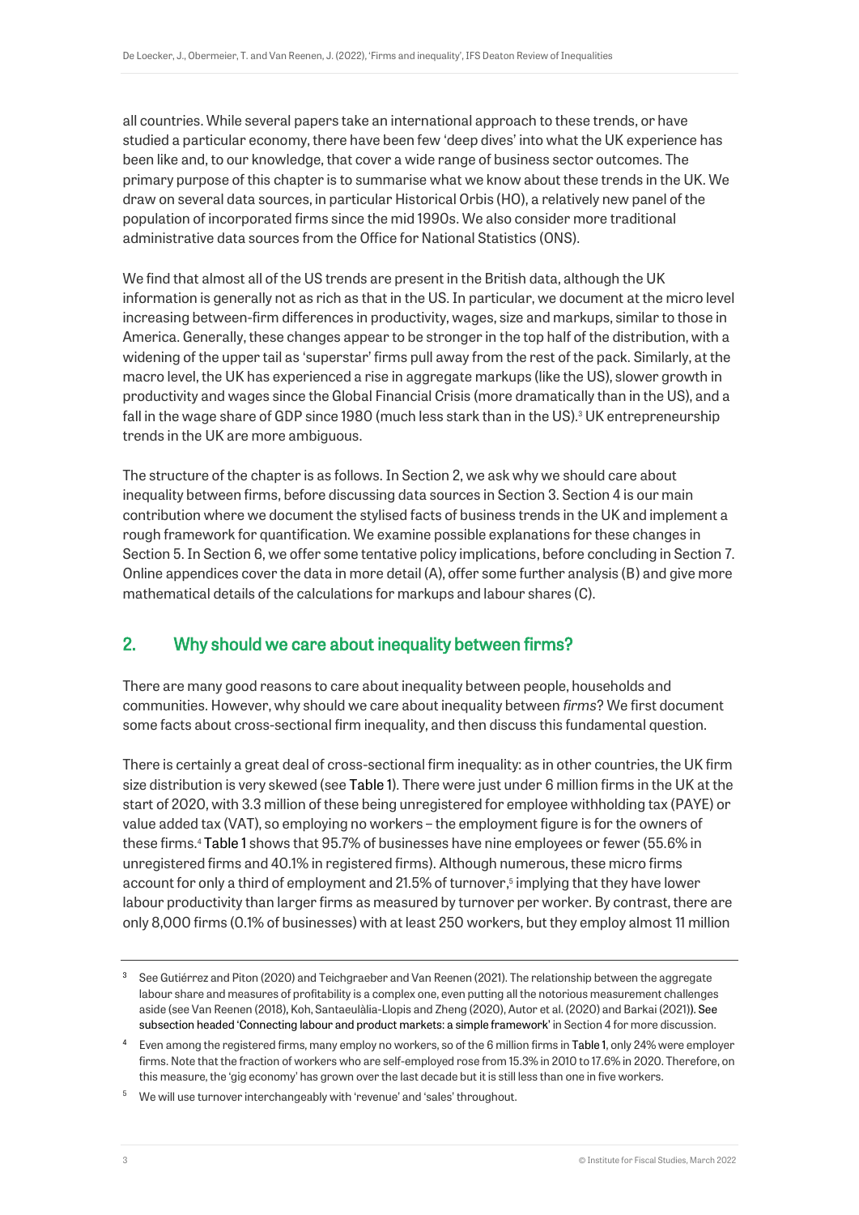all countries. While several papers take an international approach to these trends, or have studied a particular economy, there have been few 'deep dives' into what the UK experience has been like and, to our knowledge, that cover a wide range of business sector outcomes. The primary purpose of this chapter is to summarise what we know about these trends in the UK. We draw on several data sources, in particular Historical Orbis (HO), a relatively new panel of the population of incorporated firms since the mid 1990s. We also consider more traditional administrative data sources from the Office for National Statistics (ONS).

We find that almost all of the US trends are present in the British data, although the UK information is generally not as rich as that in the US. In particular, we document at the micro level increasing between-firm differences in productivity, wages, size and markups, similar to those in America. Generally, these changes appear to be stronger in the top half of the distribution, with a widening of the upper tail as 'superstar' firms pull away from the rest of the pack. Similarly, at the macro level, the UK has experienced a rise in aggregate markups (like the US), slower growth in productivity and wages since the Global Financial Crisis (more dramatically than in the US), and a fall in the wage share of GDP since 1980 (much less stark than in the US).[3] UK entrepreneurship trends in the UK are more ambiguous.

The structure of the chapter is as follows. In Section 2, we ask why we should care about inequality between firms, before discussing data sources in Section 3. Section 4 is our main contribution where we document the stylised facts of business trends in the UK and implement a rough framework for quantification. We examine possible explanations for these changes in Section 5. In Section 6, we offer some tentative policy implications, before concluding in Section 7. Online appendices cover the data in more detail (A), offer some further analysis (B) and give more mathematical details of the calculations for markups and labour shares (C).

## 2. Why should we care about inequality between firms?

There are many good reasons to care about inequality between people, households and communities. However, why should we care about inequality between *firms*? We first document some facts about cross-sectional firm inequality, and then discuss this fundamental question.

There is certainly a great deal of cross-sectional firm inequality: as in other countries, the UK firm size distribution is very skewed (see Table 1). There were just under 6 million firms in the UK at the start of 2020, with 3.3 million of these being unregistered for employee withholding tax (PAYE) or value added tax (VAT), so employing no workers – the employment figure is for the owners of these firms.[4] Table 1 shows that 95.7% of businesses have nine employees or fewer (55.6% in unregistered firms and 40.1% in registered firms). Although numerous, these micro firms account for only a third of employment and 21.5% of turnover,[5] implying that they have lower labour productivity than larger firms as measured by turnover per worker. By contrast, there are only 8,000 firms (0.1% of businesses) with at least 250 workers, but they employ almost 11 million

---

[3] See Gutiérrez and Piton (2020) and Teichgraeber and Van Reenen (2021). The relationship between the aggregate labour share and measures of profitability is a complex one, even putting all the notorious measurement challenges aside (see Van Reenen (2018), Koh, Santaeulàlia-Llopis and Zheng (2020), Autor et al. (2020) and Barkai (2021)). See subsection headed 'Connecting labour and product markets: a simple framework' in Section 4 for more discussion.

[4] Even among the registered firms, many employ no workers, so of the 6 million firms in Table 1, only 24% were employer firms. Note that the fraction of workers who are self-employed rose from 15.3% in 2010 to 17.6% in 2020. Therefore, on this measure, the 'gig economy' has grown over the last decade but it is still less than one in five workers.

[5] We will use turnover interchangeably with 'revenue' and 'sales' throughout.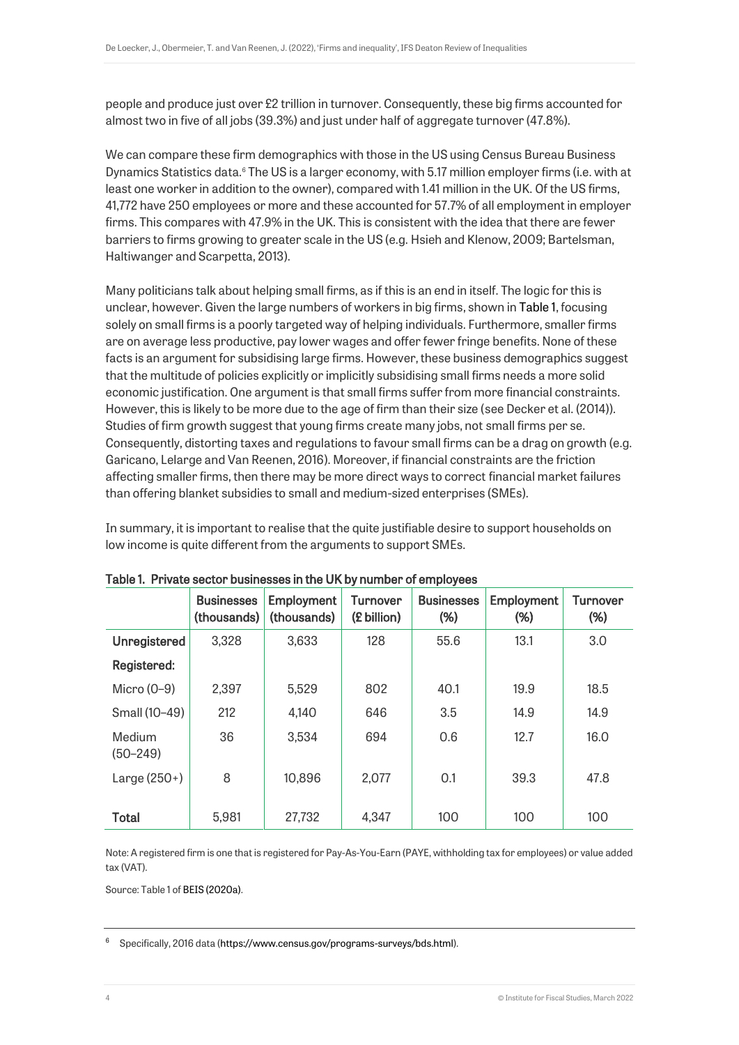people and produce just over £2 trillion in turnover. Consequently, these big firms accounted for almost two in five of all jobs (39.3%) and just under half of aggregate turnover (47.8%).

We can compare these firm demographics with those in the US using Census Bureau Business Dynamics Statistics data.[6] The US is a larger economy, with 5.17 million employer firms (i.e. with at least one worker in addition to the owner), compared with 1.41 million in the UK. Of the US firms, 41,772 have 250 employees or more and these accounted for 57.7% of all employment in employer firms. This compares with 47.9% in the UK. This is consistent with the idea that there are fewer barriers to firms growing to greater scale in the US (e.g. Hsieh and Klenow, 2009; Bartelsman, Haltiwanger and Scarpetta, 2013).

Many politicians talk about helping small firms, as if this is an end in itself. The logic for this is unclear, however. Given the large numbers of workers in big firms, shown in Table 1, focusing solely on small firms is a poorly targeted way of helping individuals. Furthermore, smaller firms are on average less productive, pay lower wages and offer fewer fringe benefits. None of these facts is an argument for subsidising large firms. However, these business demographics suggest that the multitude of policies explicitly or implicitly subsidising small firms needs a more solid economic justification. One argument is that small firms suffer from more financial constraints. However, this is likely to be more due to the age of firm than their size (see Decker et al. (2014)). Studies of firm growth suggest that young firms create many jobs, not small firms per se. Consequently, distorting taxes and regulations to favour small firms can be a drag on growth (e.g. Garicano, Lelarge and Van Reenen, 2016). Moreover, if financial constraints are the friction affecting smaller firms, then there may be more direct ways to correct financial market failures than offering blanket subsidies to small and medium-sized enterprises (SMEs).

In summary, it is important to realise that the quite justifiable desire to support households on low income is quite different from the arguments to support SMEs.

**Table 1. Private sector businesses in the UK by number of employees**

| | Businesses (thousands) | Employment (thousands) | Turnover (£ billion) | Businesses (%) | Employment (%) | Turnover (%) |
|---|---|---|---|---|---|---|
| **Unregistered** | 3,328 | 3,633 | 128 | 55.6 | 13.1 | 3.0 |
| **Registered:** | | | | | | |
| Micro (0–9) | 2,397 | 5,529 | 802 | 40.1 | 19.9 | 18.5 |
| Small (10–49) | 212 | 4,140 | 646 | 3.5 | 14.9 | 14.9 |
| Medium (50–249) | 36 | 3,534 | 694 | 0.6 | 12.7 | 16.0 |
| Large (250+) | 8 | 10,896 | 2,077 | 0.1 | 39.3 | 47.8 |
| **Total** | 5,981 | 27,732 | 4,347 | 100 | 100 | 100 |

Note: A registered firm is one that is registered for Pay-As-You-Earn (PAYE, withholding tax for employees) or value added tax (VAT).

Source: Table 1 of BEIS (2020a).

[6] Specifically, 2016 data (https://www.census.gov/programs-surveys/bds.html).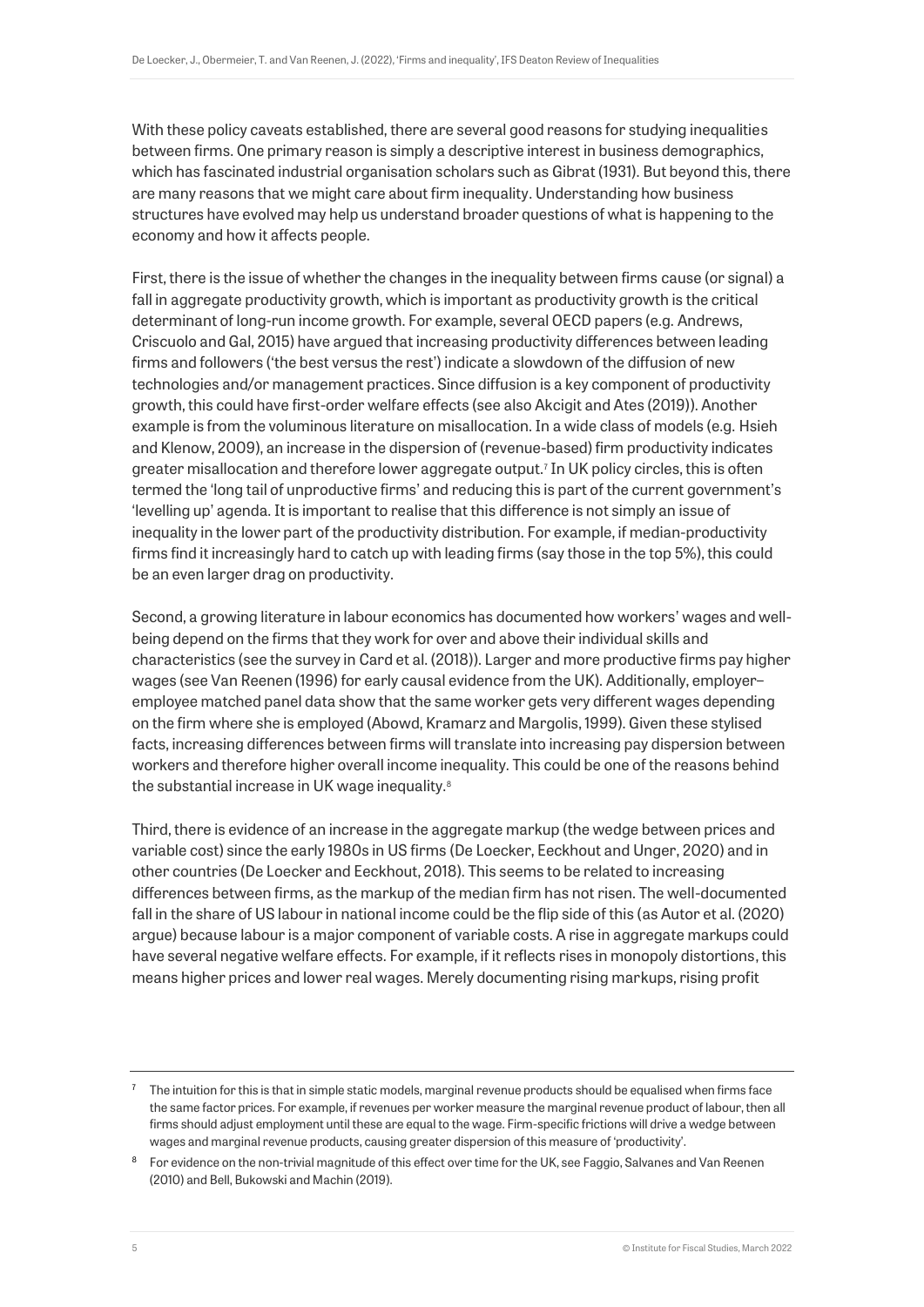With these policy caveats established, there are several good reasons for studying inequalities between firms. One primary reason is simply a descriptive interest in business demographics, which has fascinated industrial organisation scholars such as Gibrat (1931). But beyond this, there are many reasons that we might care about firm inequality. Understanding how business structures have evolved may help us understand broader questions of what is happening to the economy and how it affects people.

First, there is the issue of whether the changes in the inequality between firms cause (or signal) a fall in aggregate productivity growth, which is important as productivity growth is the critical determinant of long-run income growth. For example, several OECD papers (e.g. Andrews, Criscuolo and Gal, 2015) have argued that increasing productivity differences between leading firms and followers ('the best versus the rest') indicate a slowdown of the diffusion of new technologies and/or management practices. Since diffusion is a key component of productivity growth, this could have first-order welfare effects (see also Akcigit and Ates (2019)). Another example is from the voluminous literature on misallocation. In a wide class of models (e.g. Hsieh and Klenow, 2009), an increase in the dispersion of (revenue-based) firm productivity indicates greater misallocation and therefore lower aggregate output.[7] In UK policy circles, this is often termed the 'long tail of unproductive firms' and reducing this is part of the current government's 'levelling up' agenda. It is important to realise that this difference is not simply an issue of inequality in the lower part of the productivity distribution. For example, if median-productivity firms find it increasingly hard to catch up with leading firms (say those in the top 5%), this could be an even larger drag on productivity.

Second, a growing literature in labour economics has documented how workers' wages and well-being depend on the firms that they work for over and above their individual skills and characteristics (see the survey in Card et al. (2018)). Larger and more productive firms pay higher wages (see Van Reenen (1996) for early causal evidence from the UK). Additionally, employer–employee matched panel data show that the same worker gets very different wages depending on the firm where she is employed (Abowd, Kramarz and Margolis, 1999). Given these stylised facts, increasing differences between firms will translate into increasing pay dispersion between workers and therefore higher overall income inequality. This could be one of the reasons behind the substantial increase in UK wage inequality.[8]

Third, there is evidence of an increase in the aggregate markup (the wedge between prices and variable cost) since the early 1980s in US firms (De Loecker, Eeckhout and Unger, 2020) and in other countries (De Loecker and Eeckhout, 2018). This seems to be related to increasing differences between firms, as the markup of the median firm has not risen. The well-documented fall in the share of US labour in national income could be the flip side of this (as Autor et al. (2020) argue) because labour is a major component of variable costs. A rise in aggregate markups could have several negative welfare effects. For example, if it reflects rises in monopoly distortions, this means higher prices and lower real wages. Merely documenting rising markups, rising profit

---

[7] The intuition for this is that in simple static models, marginal revenue products should be equalised when firms face the same factor prices. For example, if revenues per worker measure the marginal revenue product of labour, then all firms should adjust employment until these are equal to the wage. Firm-specific frictions will drive a wedge between wages and marginal revenue products, causing greater dispersion of this measure of 'productivity'.

[8] For evidence on the non-trivial magnitude of this effect over time for the UK, see Faggio, Salvanes and Van Reenen (2010) and Bell, Bukowski and Machin (2019).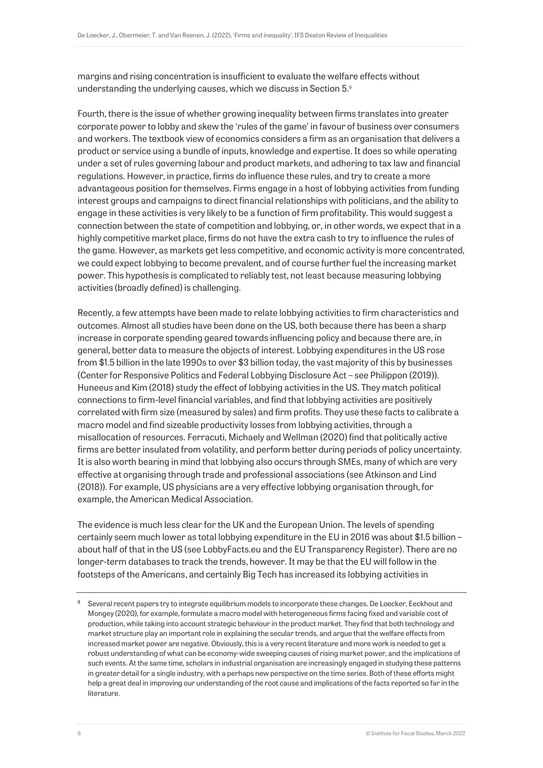margins and rising concentration is insufficient to evaluate the welfare effects without understanding the underlying causes, which we discuss in Section 5.[9]

Fourth, there is the issue of whether growing inequality between firms translates into greater corporate power to lobby and skew the 'rules of the game' in favour of business over consumers and workers. The textbook view of economics considers a firm as an organisation that delivers a product or service using a bundle of inputs, knowledge and expertise. It does so while operating under a set of rules governing labour and product markets, and adhering to tax law and financial regulations. However, in practice, firms do influence these rules, and try to create a more advantageous position for themselves. Firms engage in a host of lobbying activities from funding interest groups and campaigns to direct financial relationships with politicians, and the ability to engage in these activities is very likely to be a function of firm profitability. This would suggest a connection between the state of competition and lobbying, or, in other words, we expect that in a highly competitive market place, firms do not have the extra cash to try to influence the rules of the game. However, as markets get less competitive, and economic activity is more concentrated, we could expect lobbying to become prevalent, and of course further fuel the increasing market power. This hypothesis is complicated to reliably test, not least because measuring lobbying activities (broadly defined) is challenging.

Recently, a few attempts have been made to relate lobbying activities to firm characteristics and outcomes. Almost all studies have been done on the US, both because there has been a sharp increase in corporate spending geared towards influencing policy and because there are, in general, better data to measure the objects of interest. Lobbying expenditures in the US rose from $1.5 billion in the late 1990s to over $3 billion today, the vast majority of this by businesses (Center for Responsive Politics and Federal Lobbying Disclosure Act – see Philippon (2019)). Huneeus and Kim (2018) study the effect of lobbying activities in the US. They match political connections to firm-level financial variables, and find that lobbying activities are positively correlated with firm size (measured by sales) and firm profits. They use these facts to calibrate a macro model and find sizeable productivity losses from lobbying activities, through a misallocation of resources. Ferracuti, Michaely and Wellman (2020) find that politically active firms are better insulated from volatility, and perform better during periods of policy uncertainty. It is also worth bearing in mind that lobbying also occurs through SMEs, many of which are very effective at organising through trade and professional associations (see Atkinson and Lind (2018)). For example, US physicians are a very effective lobbying organisation through, for example, the American Medical Association.

The evidence is much less clear for the UK and the European Union. The levels of spending certainly seem much lower as total lobbying expenditure in the EU in 2016 was about $1.5 billion – about half of that in the US (see LobbyFacts.eu and the EU Transparency Register). There are no longer-term databases to track the trends, however. It may be that the EU will follow in the footsteps of the Americans, and certainly Big Tech has increased its lobbying activities in

[9] Several recent papers try to integrate equilibrium models to incorporate these changes. De Loecker, Eeckhout and Mongey (2020), for example, formulate a macro model with heterogeneous firms facing fixed and variable cost of production, while taking into account strategic behaviour in the product market. They find that both technology and market structure play an important role in explaining the secular trends, and argue that the welfare effects from increased market power are negative. Obviously, this is a very recent literature and more work is needed to get a robust understanding of what can be economy-wide sweeping causes of rising market power, and the implications of such events. At the same time, scholars in industrial organisation are increasingly engaged in studying these patterns in greater detail for a single industry, with a perhaps new perspective on the time series. Both of these efforts might help a great deal in improving our understanding of the root cause and implications of the facts reported so far in the literature.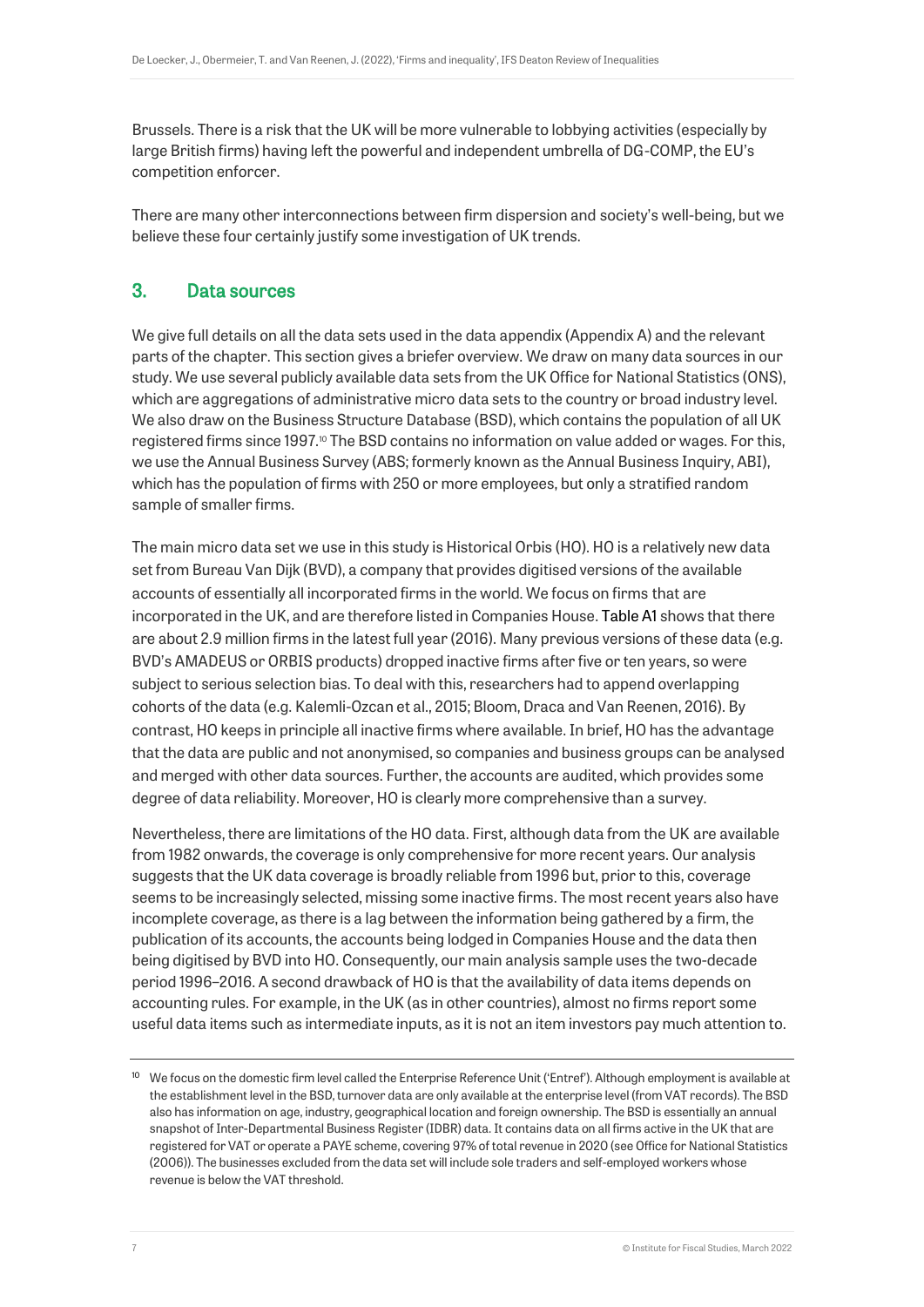Brussels. There is a risk that the UK will be more vulnerable to lobbying activities (especially by large British firms) having left the powerful and independent umbrella of DG-COMP, the EU's competition enforcer.

There are many other interconnections between firm dispersion and society's well-being, but we believe these four certainly justify some investigation of UK trends.

## 3. Data sources

We give full details on all the data sets used in the data appendix (Appendix A) and the relevant parts of the chapter. This section gives a briefer overview. We draw on many data sources in our study. We use several publicly available data sets from the UK Office for National Statistics (ONS), which are aggregations of administrative micro data sets to the country or broad industry level. We also draw on the Business Structure Database (BSD), which contains the population of all UK registered firms since 1997.[10] The BSD contains no information on value added or wages. For this, we use the Annual Business Survey (ABS; formerly known as the Annual Business Inquiry, ABI), which has the population of firms with 250 or more employees, but only a stratified random sample of smaller firms.

The main micro data set we use in this study is Historical Orbis (HO). HO is a relatively new data set from Bureau Van Dijk (BVD), a company that provides digitised versions of the available accounts of essentially all incorporated firms in the world. We focus on firms that are incorporated in the UK, and are therefore listed in Companies House. Table A1 shows that there are about 2.9 million firms in the latest full year (2016). Many previous versions of these data (e.g. BVD's AMADEUS or ORBIS products) dropped inactive firms after five or ten years, so were subject to serious selection bias. To deal with this, researchers had to append overlapping cohorts of the data (e.g. Kalemli-Ozcan et al., 2015; Bloom, Draca and Van Reenen, 2016). By contrast, HO keeps in principle all inactive firms where available. In brief, HO has the advantage that the data are public and not anonymised, so companies and business groups can be analysed and merged with other data sources. Further, the accounts are audited, which provides some degree of data reliability. Moreover, HO is clearly more comprehensive than a survey.

Nevertheless, there are limitations of the HO data. First, although data from the UK are available from 1982 onwards, the coverage is only comprehensive for more recent years. Our analysis suggests that the UK data coverage is broadly reliable from 1996 but, prior to this, coverage seems to be increasingly selected, missing some inactive firms. The most recent years also have incomplete coverage, as there is a lag between the information being gathered by a firm, the publication of its accounts, the accounts being lodged in Companies House and the data then being digitised by BVD into HO. Consequently, our main analysis sample uses the two-decade period 1996–2016. A second drawback of HO is that the availability of data items depends on accounting rules. For example, in the UK (as in other countries), almost no firms report some useful data items such as intermediate inputs, as it is not an item investors pay much attention to.

[10] We focus on the domestic firm level called the Enterprise Reference Unit ('Entref'). Although employment is available at the establishment level in the BSD, turnover data are only available at the enterprise level (from VAT records). The BSD also has information on age, industry, geographical location and foreign ownership. The BSD is essentially an annual snapshot of Inter-Departmental Business Register (IDBR) data. It contains data on all firms active in the UK that are registered for VAT or operate a PAYE scheme, covering 97% of total revenue in 2020 (see Office for National Statistics (2006)). The businesses excluded from the data set will include sole traders and self-employed workers whose revenue is below the VAT threshold.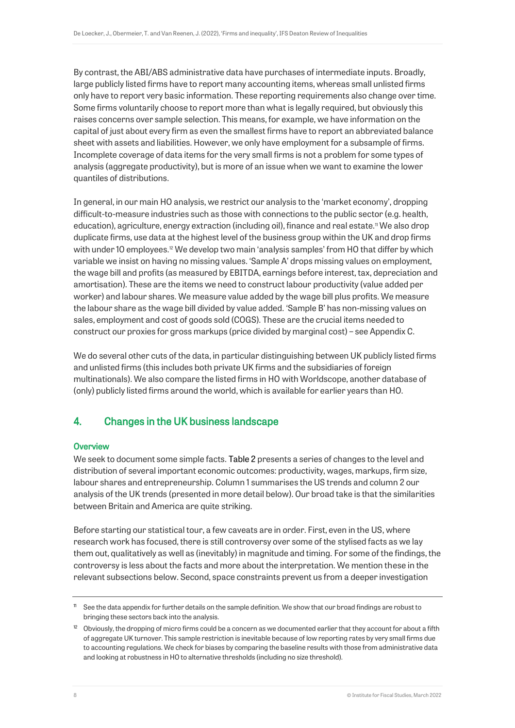By contrast, the ABI/ABS administrative data have purchases of intermediate inputs. Broadly, large publicly listed firms have to report many accounting items, whereas small unlisted firms only have to report very basic information. These reporting requirements also change over time. Some firms voluntarily choose to report more than what is legally required, but obviously this raises concerns over sample selection. This means, for example, we have information on the capital of just about every firm as even the smallest firms have to report an abbreviated balance sheet with assets and liabilities. However, we only have employment for a subsample of firms. Incomplete coverage of data items for the very small firms is not a problem for some types of analysis (aggregate productivity), but is more of an issue when we want to examine the lower quantiles of distributions.

In general, in our main HO analysis, we restrict our analysis to the 'market economy', dropping difficult-to-measure industries such as those with connections to the public sector (e.g. health, education), agriculture, energy extraction (including oil), finance and real estate.[11] We also drop duplicate firms, use data at the highest level of the business group within the UK and drop firms with under 10 employees.[12] We develop two main 'analysis samples' from HO that differ by which variable we insist on having no missing values. 'Sample A' drops missing values on employment, the wage bill and profits (as measured by EBITDA, earnings before interest, tax, depreciation and amortisation). These are the items we need to construct labour productivity (value added per worker) and labour shares. We measure value added by the wage bill plus profits. We measure the labour share as the wage bill divided by value added. 'Sample B' has non-missing values on sales, employment and cost of goods sold (COGS). These are the crucial items needed to construct our proxies for gross markups (price divided by marginal cost) – see Appendix C.

We do several other cuts of the data, in particular distinguishing between UK publicly listed firms and unlisted firms (this includes both private UK firms and the subsidiaries of foreign multinationals). We also compare the listed firms in HO with Worldscope, another database of (only) publicly listed firms around the world, which is available for earlier years than HO.

## 4. Changes in the UK business landscape

### Overview

We seek to document some simple facts. Table 2 presents a series of changes to the level and distribution of several important economic outcomes: productivity, wages, markups, firm size, labour shares and entrepreneurship. Column 1 summarises the US trends and column 2 our analysis of the UK trends (presented in more detail below). Our broad take is that the similarities between Britain and America are quite striking.

Before starting our statistical tour, a few caveats are in order. First, even in the US, where research work has focused, there is still controversy over some of the stylised facts as we lay them out, qualitatively as well as (inevitably) in magnitude and timing. For some of the findings, the controversy is less about the facts and more about the interpretation. We mention these in the relevant subsections below. Second, space constraints prevent us from a deeper investigation

---

[11] See the data appendix for further details on the sample definition. We show that our broad findings are robust to bringing these sectors back into the analysis.

[12] Obviously, the dropping of micro firms could be a concern as we documented earlier that they account for about a fifth of aggregate UK turnover. This sample restriction is inevitable because of low reporting rates by very small firms due to accounting regulations. We check for biases by comparing the baseline results with those from administrative data and looking at robustness in HO to alternative thresholds (including no size threshold).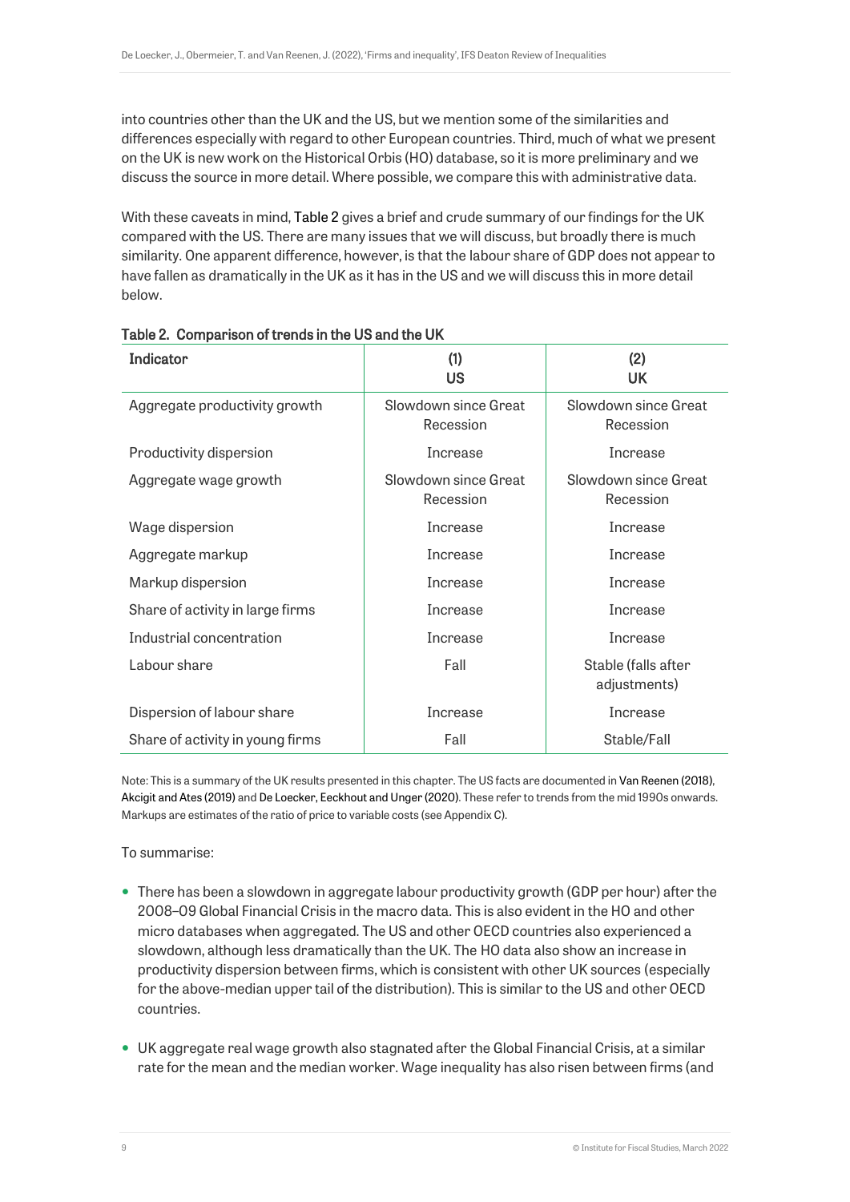into countries other than the UK and the US, but we mention some of the similarities and differences especially with regard to other European countries. Third, much of what we present on the UK is new work on the Historical Orbis (HO) database, so it is more preliminary and we discuss the source in more detail. Where possible, we compare this with administrative data.

With these caveats in mind, Table 2 gives a brief and crude summary of our findings for the UK compared with the US. There are many issues that we will discuss, but broadly there is much similarity. One apparent difference, however, is that the labour share of GDP does not appear to have fallen as dramatically in the UK as it has in the US and we will discuss this in more detail below.

**Table 2. Comparison of trends in the US and the UK**

| Indicator | (1) US | (2) UK |
|---|---|---|
| Aggregate productivity growth | Slowdown since Great Recession | Slowdown since Great Recession |
| Productivity dispersion | Increase | Increase |
| Aggregate wage growth | Slowdown since Great Recession | Slowdown since Great Recession |
| Wage dispersion | Increase | Increase |
| Aggregate markup | Increase | Increase |
| Markup dispersion | Increase | Increase |
| Share of activity in large firms | Increase | Increase |
| Industrial concentration | Increase | Increase |
| Labour share | Fall | Stable (falls after adjustments) |
| Dispersion of labour share | Increase | Increase |
| Share of activity in young firms | Fall | Stable/Fall |

Note: This is a summary of the UK results presented in this chapter. The US facts are documented in Van Reenen (2018), Akcigit and Ates (2019) and De Loecker, Eeckhout and Unger (2020). These refer to trends from the mid 1990s onwards. Markups are estimates of the ratio of price to variable costs (see Appendix C).

To summarise:

- There has been a slowdown in aggregate labour productivity growth (GDP per hour) after the 2008–09 Global Financial Crisis in the macro data. This is also evident in the HO and other micro databases when aggregated. The US and other OECD countries also experienced a slowdown, although less dramatically than the UK. The HO data also show an increase in productivity dispersion between firms, which is consistent with other UK sources (especially for the above-median upper tail of the distribution). This is similar to the US and other OECD countries.

- UK aggregate real wage growth also stagnated after the Global Financial Crisis, at a similar rate for the mean and the median worker. Wage inequality has also risen between firms (and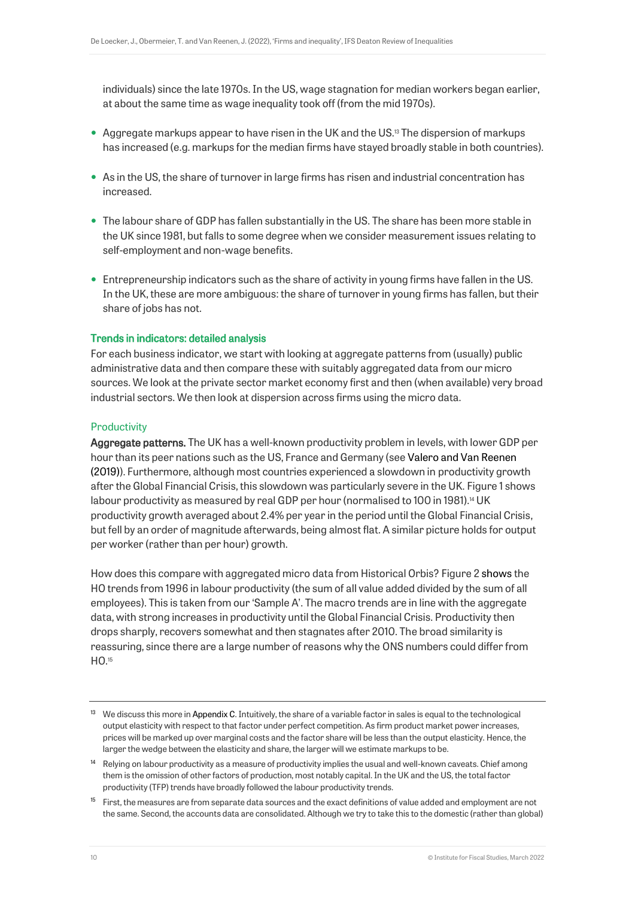individuals) since the late 1970s. In the US, wage stagnation for median workers began earlier, at about the same time as wage inequality took off (from the mid 1970s).

- Aggregate markups appear to have risen in the UK and the US.[13] The dispersion of markups has increased (e.g. markups for the median firms have stayed broadly stable in both countries).
- As in the US, the share of turnover in large firms has risen and industrial concentration has increased.
- The labour share of GDP has fallen substantially in the US. The share has been more stable in the UK since 1981, but falls to some degree when we consider measurement issues relating to self-employment and non-wage benefits.
- Entrepreneurship indicators such as the share of activity in young firms have fallen in the US. In the UK, these are more ambiguous: the share of turnover in young firms has fallen, but their share of jobs has not.

### Trends in indicators: detailed analysis

For each business indicator, we start with looking at aggregate patterns from (usually) public administrative data and then compare these with suitably aggregated data from our micro sources. We look at the private sector market economy first and then (when available) very broad industrial sectors. We then look at dispersion across firms using the micro data.

#### Productivity

**Aggregate patterns.** The UK has a well-known productivity problem in levels, with lower GDP per hour than its peer nations such as the US, France and Germany (see Valero and Van Reenen (2019)). Furthermore, although most countries experienced a slowdown in productivity growth after the Global Financial Crisis, this slowdown was particularly severe in the UK. Figure 1 shows labour productivity as measured by real GDP per hour (normalised to 100 in 1981).[14] UK productivity growth averaged about 2.4% per year in the period until the Global Financial Crisis, but fell by an order of magnitude afterwards, being almost flat. A similar picture holds for output per worker (rather than per hour) growth.

How does this compare with aggregated micro data from Historical Orbis? Figure 2 shows the HO trends from 1996 in labour productivity (the sum of all value added divided by the sum of all employees). This is taken from our 'Sample A'. The macro trends are in line with the aggregate data, with strong increases in productivity until the Global Financial Crisis. Productivity then drops sharply, recovers somewhat and then stagnates after 2010. The broad similarity is reassuring, since there are a large number of reasons why the ONS numbers could differ from HO.[15]

---

[13] We discuss this more in Appendix C. Intuitively, the share of a variable factor in sales is equal to the technological output elasticity with respect to that factor under perfect competition. As firm product market power increases, prices will be marked up over marginal costs and the factor share will be less than the output elasticity. Hence, the larger the wedge between the elasticity and share, the larger will we estimate markups to be.

[14] Relying on labour productivity as a measure of productivity implies the usual and well-known caveats. Chief among them is the omission of other factors of production, most notably capital. In the UK and the US, the total factor productivity (TFP) trends have broadly followed the labour productivity trends.

[15] First, the measures are from separate data sources and the exact definitions of value added and employment are not the same. Second, the accounts data are consolidated. Although we try to take this to the domestic (rather than global)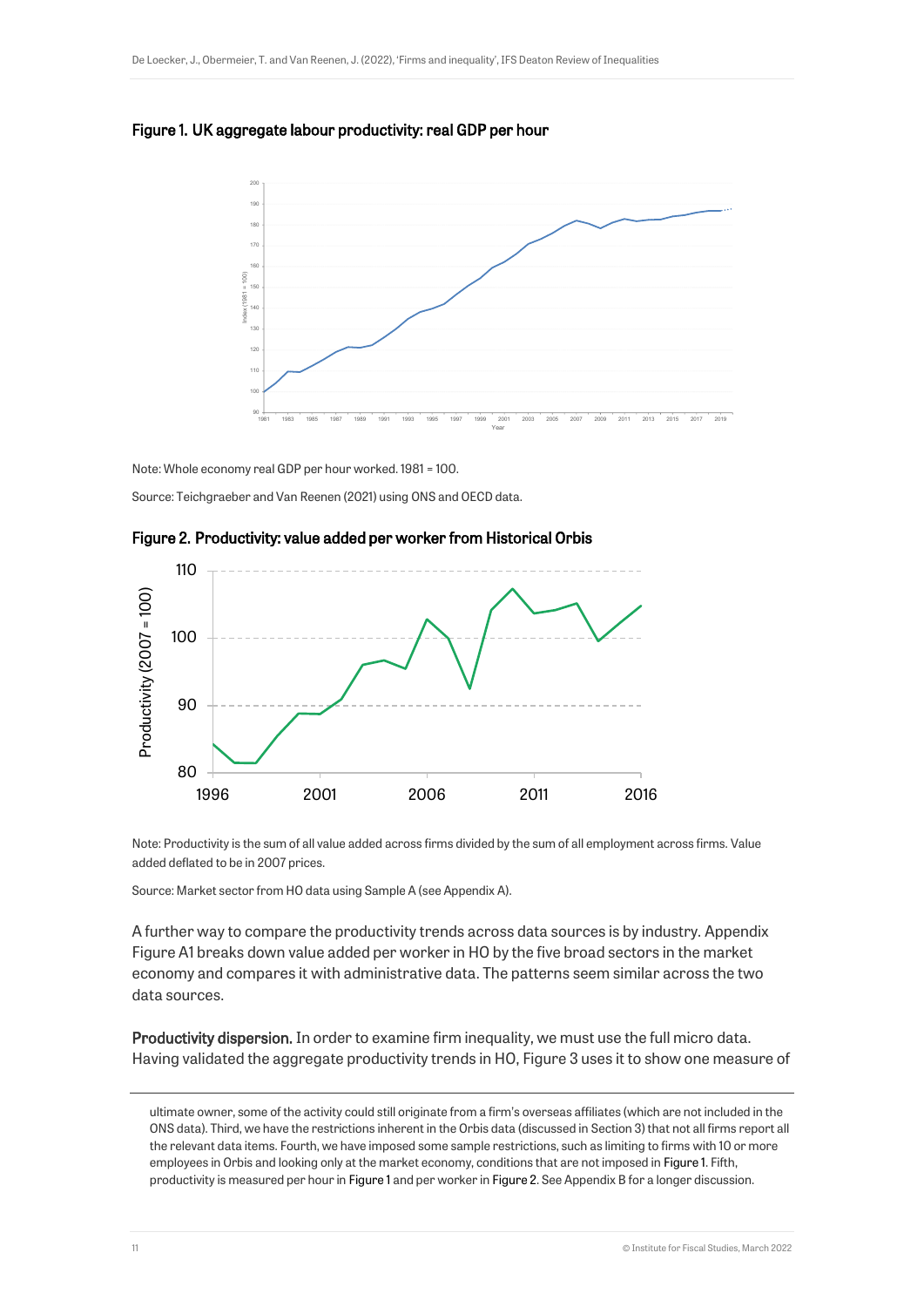**Figure 1. UK aggregate labour productivity: real GDP per hour**

Note: Whole economy real GDP per hour worked. 1981 = 100.

Source: Teichgraeber and Van Reenen (2021) using ONS and OECD data.

**Figure 2. Productivity: value added per worker from Historical Orbis**

Note: Productivity is the sum of all value added across firms divided by the sum of all employment across firms. Value added deflated to be in 2007 prices.

Source: Market sector from HO data using Sample A (see Appendix A).

A further way to compare the productivity trends across data sources is by industry. Appendix Figure A1 breaks down value added per worker in HO by the five broad sectors in the market economy and compares it with administrative data. The patterns seem similar across the two data sources.

**Productivity dispersion.** In order to examine firm inequality, we must use the full micro data. Having validated the aggregate productivity trends in HO, Figure 3 uses it to show one measure of

---

ultimate owner, some of the activity could still originate from a firm's overseas affiliates (which are not included in the ONS data). Third, we have the restrictions inherent in the Orbis data (discussed in Section 3) that not all firms report all the relevant data items. Fourth, we have imposed some sample restrictions, such as limiting to firms with 10 or more employees in Orbis and looking only at the market economy, conditions that are not imposed in Figure 1. Fifth, productivity is measured per hour in Figure 1 and per worker in Figure 2. See Appendix B for a longer discussion.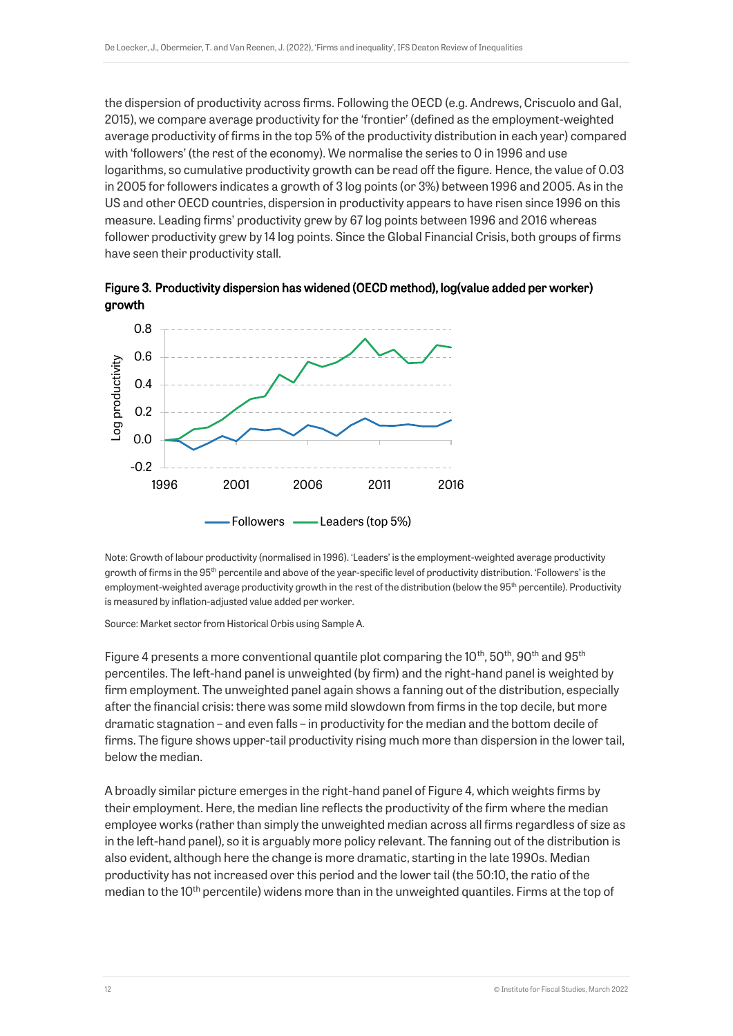the dispersion of productivity across firms. Following the OECD (e.g. Andrews, Criscuolo and Gal, 2015), we compare average productivity for the 'frontier' (defined as the employment-weighted average productivity of firms in the top 5% of the productivity distribution in each year) compared with 'followers' (the rest of the economy). We normalise the series to 0 in 1996 and use logarithms, so cumulative productivity growth can be read off the figure. Hence, the value of 0.03 in 2005 for followers indicates a growth of 3 log points (or 3%) between 1996 and 2005. As in the US and other OECD countries, dispersion in productivity appears to have risen since 1996 on this measure. Leading firms' productivity grew by 67 log points between 1996 and 2016 whereas follower productivity grew by 14 log points. Since the Global Financial Crisis, both groups of firms have seen their productivity stall.

**Figure 3. Productivity dispersion has widened (OECD method), log(value added per worker) growth**

Note: Growth of labour productivity (normalised in 1996). 'Leaders' is the employment-weighted average productivity growth of firms in the 95th percentile and above of the year-specific level of productivity distribution. 'Followers' is the employment-weighted average productivity growth in the rest of the distribution (below the 95th percentile). Productivity is measured by inflation-adjusted value added per worker.

Source: Market sector from Historical Orbis using Sample A.

Figure 4 presents a more conventional quantile plot comparing the 10th, 50th, 90th and 95th percentiles. The left-hand panel is unweighted (by firm) and the right-hand panel is weighted by firm employment. The unweighted panel again shows a fanning out of the distribution, especially after the financial crisis: there was some mild slowdown from firms in the top decile, but more dramatic stagnation – and even falls – in productivity for the median and the bottom decile of firms. The figure shows upper-tail productivity rising much more than dispersion in the lower tail, below the median.

A broadly similar picture emerges in the right-hand panel of Figure 4, which weights firms by their employment. Here, the median line reflects the productivity of the firm where the median employee works (rather than simply the unweighted median across all firms regardless of size as in the left-hand panel), so it is arguably more policy relevant. The fanning out of the distribution is also evident, although here the change is more dramatic, starting in the late 1990s. Median productivity has not increased over this period and the lower tail (the 50:10, the ratio of the median to the 10th percentile) widens more than in the unweighted quantiles. Firms at the top of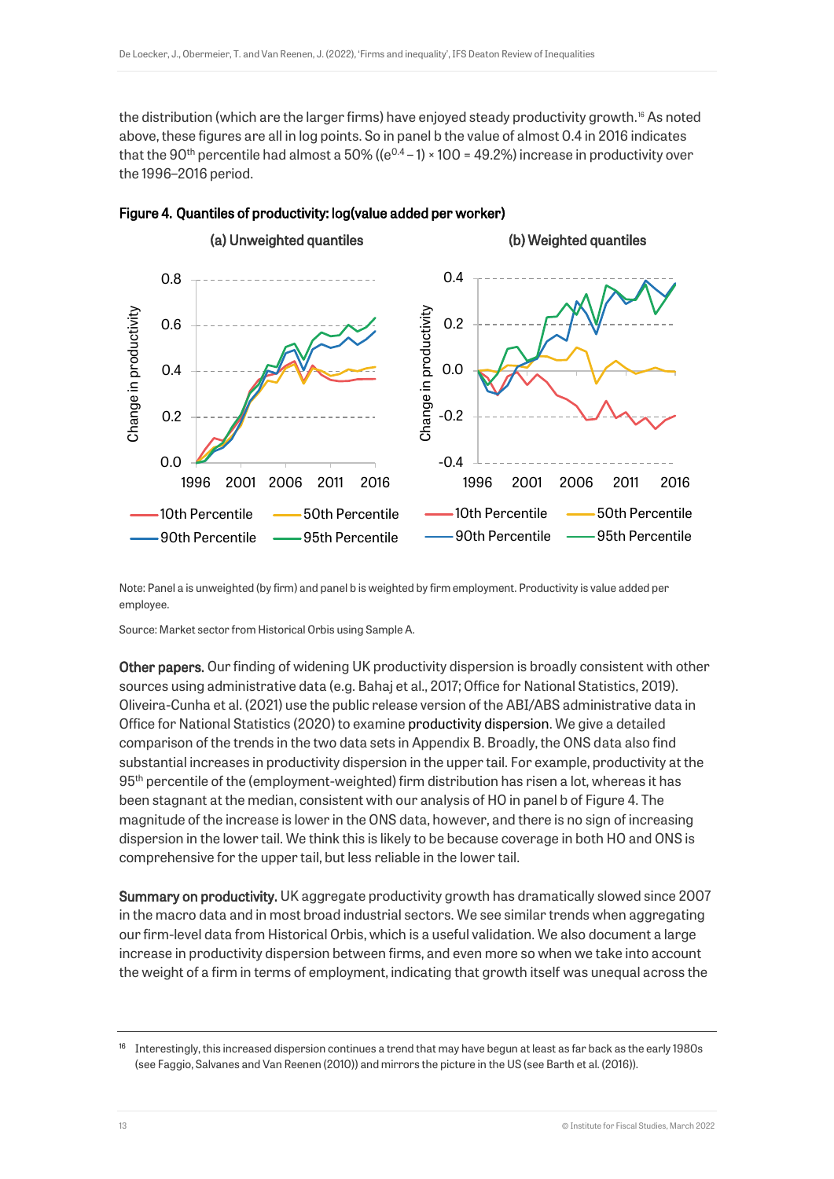the distribution (which are the larger firms) have enjoyed steady productivity growth.[16] As noted above, these figures are all in log points. So in panel b the value of almost 0.4 in 2016 indicates that the 90th percentile had almost a 50% ($(e^{0.4} - 1) \times 100 = 49.2\%$) increase in productivity over the 1996–2016 period.

**Figure 4. Quantiles of productivity: log(value added per worker)**

Note: Panel a is unweighted (by firm) and panel b is weighted by firm employment. Productivity is value added per employee.

Source: Market sector from Historical Orbis using Sample A.

**Other papers.** Our finding of widening UK productivity dispersion is broadly consistent with other sources using administrative data (e.g. Bahaj et al., 2017; Office for National Statistics, 2019). Oliveira-Cunha et al. (2021) use the public release version of the ABI/ABS administrative data in Office for National Statistics (2020) to examine productivity dispersion. We give a detailed comparison of the trends in the two data sets in Appendix B. Broadly, the ONS data also find substantial increases in productivity dispersion in the upper tail. For example, productivity at the 95th percentile of the (employment-weighted) firm distribution has risen a lot, whereas it has been stagnant at the median, consistent with our analysis of HO in panel b of Figure 4. The magnitude of the increase is lower in the ONS data, however, and there is no sign of increasing dispersion in the lower tail. We think this is likely to be because coverage in both HO and ONS is comprehensive for the upper tail, but less reliable in the lower tail.

**Summary on productivity.** UK aggregate productivity growth has dramatically slowed since 2007 in the macro data and in most broad industrial sectors. We see similar trends when aggregating our firm-level data from Historical Orbis, which is a useful validation. We also document a large increase in productivity dispersion between firms, and even more so when we take into account the weight of a firm in terms of employment, indicating that growth itself was unequal across the

[16] Interestingly, this increased dispersion continues a trend that may have begun at least as far back as the early 1980s (see Faggio, Salvanes and Van Reenen (2010)) and mirrors the picture in the US (see Barth et al. (2016)).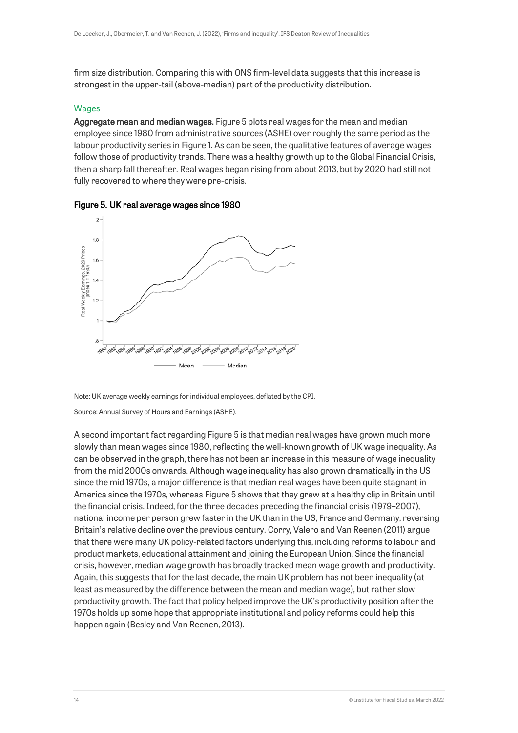firm size distribution. Comparing this with ONS firm-level data suggests that this increase is strongest in the upper-tail (above-median) part of the productivity distribution.

### Wages

**Aggregate mean and median wages.** Figure 5 plots real wages for the mean and median employee since 1980 from administrative sources (ASHE) over roughly the same period as the labour productivity series in Figure 1. As can be seen, the qualitative features of average wages follow those of productivity trends. There was a healthy growth up to the Global Financial Crisis, then a sharp fall thereafter. Real wages began rising from about 2013, but by 2020 had still not fully recovered to where they were pre-crisis.

**Figure 5. UK real average wages since 1980**

Note: UK average weekly earnings for individual employees, deflated by the CPI.

Source: Annual Survey of Hours and Earnings (ASHE).

A second important fact regarding Figure 5 is that median real wages have grown much more slowly than mean wages since 1980, reflecting the well-known growth of UK wage inequality. As can be observed in the graph, there has not been an increase in this measure of wage inequality from the mid 2000s onwards. Although wage inequality has also grown dramatically in the US since the mid 1970s, a major difference is that median real wages have been quite stagnant in America since the 1970s, whereas Figure 5 shows that they grew at a healthy clip in Britain until the financial crisis. Indeed, for the three decades preceding the financial crisis (1979–2007), national income per person grew faster in the UK than in the US, France and Germany, reversing Britain's relative decline over the previous century. Corry, Valero and Van Reenen (2011) argue that there were many UK policy-related factors underlying this, including reforms to labour and product markets, educational attainment and joining the European Union. Since the financial crisis, however, median wage growth has broadly tracked mean wage growth and productivity. Again, this suggests that for the last decade, the main UK problem has not been inequality (at least as measured by the difference between the mean and median wage), but rather slow productivity growth. The fact that policy helped improve the UK's productivity position after the 1970s holds up some hope that appropriate institutional and policy reforms could help this happen again (Besley and Van Reenen, 2013).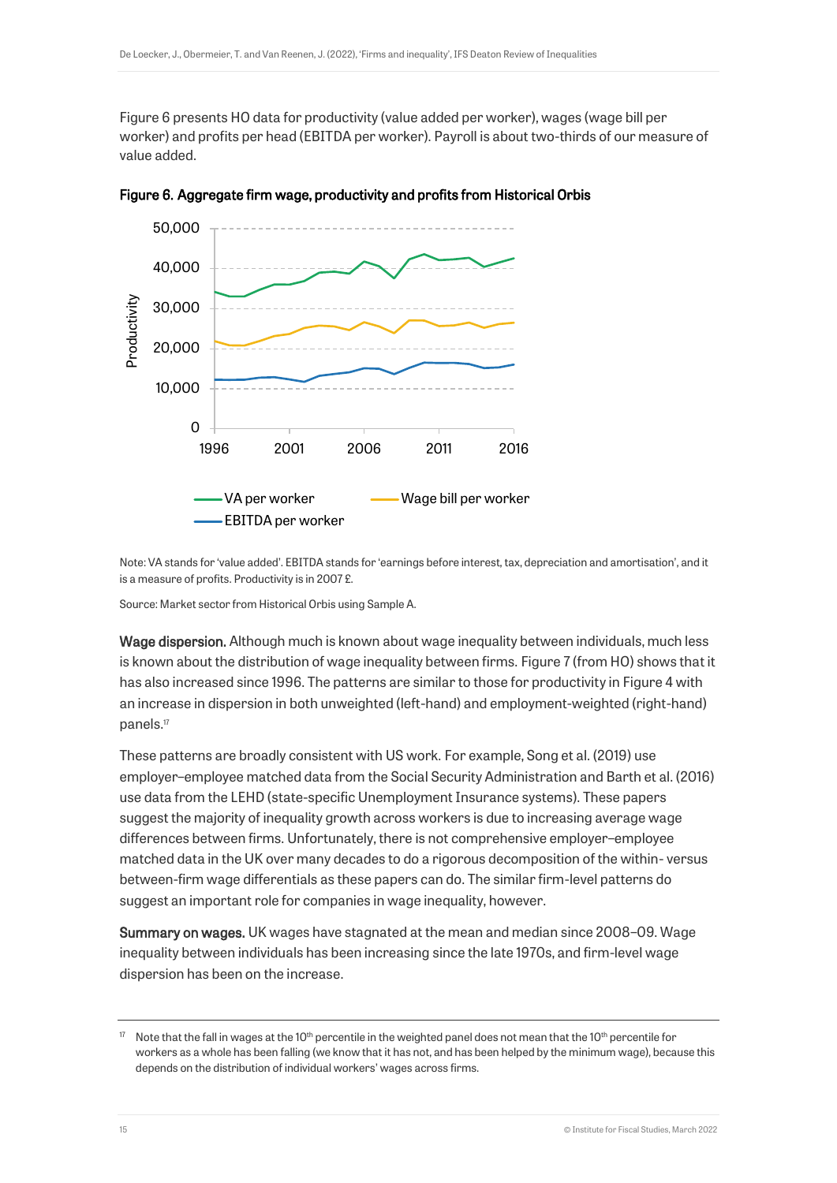Figure 6 presents HO data for productivity (value added per worker), wages (wage bill per worker) and profits per head (EBITDA per worker). Payroll is about two-thirds of our measure of value added.

**Figure 6. Aggregate firm wage, productivity and profits from Historical Orbis**

Note: VA stands for 'value added'. EBITDA stands for 'earnings before interest, tax, depreciation and amortisation', and it is a measure of profits. Productivity is in 2007 £.

Source: Market sector from Historical Orbis using Sample A.

**Wage dispersion.** Although much is known about wage inequality between individuals, much less is known about the distribution of wage inequality between firms. Figure 7 (from HO) shows that it has also increased since 1996. The patterns are similar to those for productivity in Figure 4 with an increase in dispersion in both unweighted (left-hand) and employment-weighted (right-hand) panels.[17]

These patterns are broadly consistent with US work. For example, Song et al. (2019) use employer–employee matched data from the Social Security Administration and Barth et al. (2016) use data from the LEHD (state-specific Unemployment Insurance systems). These papers suggest the majority of inequality growth across workers is due to increasing average wage differences between firms. Unfortunately, there is not comprehensive employer–employee matched data in the UK over many decades to do a rigorous decomposition of the within- versus between-firm wage differentials as these papers can do. The similar firm-level patterns do suggest an important role for companies in wage inequality, however.

**Summary on wages.** UK wages have stagnated at the mean and median since 2008–09. Wage inequality between individuals has been increasing since the late 1970s, and firm-level wage dispersion has been on the increase.

---

[17] Note that the fall in wages at the 10th percentile in the weighted panel does not mean that the 10th percentile for workers as a whole has been falling (we know that it has not, and has been helped by the minimum wage), because this depends on the distribution of individual workers' wages across firms.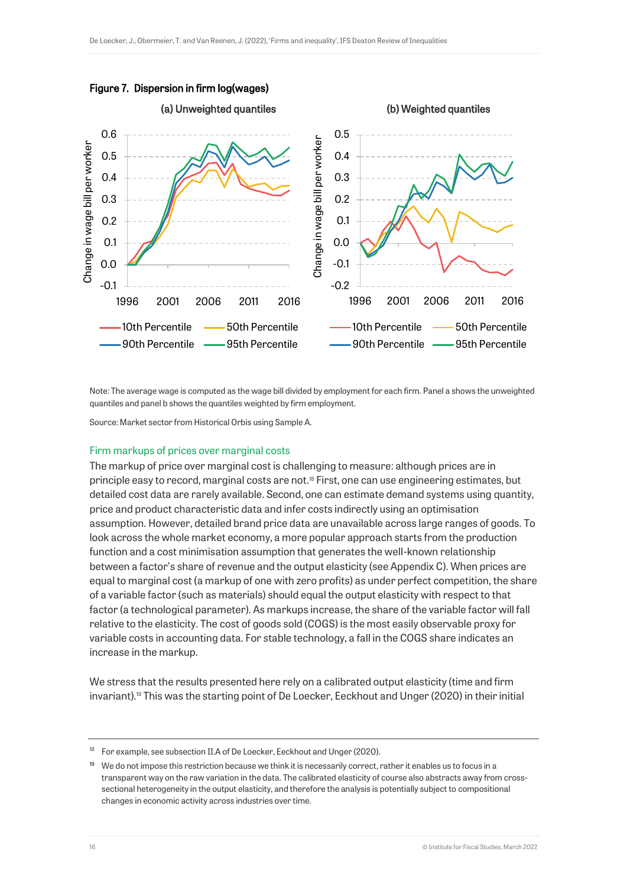**Figure 7. Dispersion in firm log(wages)**

Note: The average wage is computed as the wage bill divided by employment for each firm. Panel a shows the unweighted quantiles and panel b shows the quantiles weighted by firm employment.

Source: Market sector from Historical Orbis using Sample A.

### Firm markups of prices over marginal costs

The markup of price over marginal cost is challenging to measure: although prices are in principle easy to record, marginal costs are not.[18] First, one can use engineering estimates, but detailed cost data are rarely available. Second, one can estimate demand systems using quantity, price and product characteristic data and infer costs indirectly using an optimisation assumption. However, detailed brand price data are unavailable across large ranges of goods. To look across the whole market economy, a more popular approach starts from the production function and a cost minimisation assumption that generates the well-known relationship between a factor's share of revenue and the output elasticity (see Appendix C). When prices are equal to marginal cost (a markup of one with zero profits) as under perfect competition, the share of a variable factor (such as materials) should equal the output elasticity with respect to that factor (a technological parameter). As markups increase, the share of the variable factor will fall relative to the elasticity. The cost of goods sold (COGS) is the most easily observable proxy for variable costs in accounting data. For stable technology, a fall in the COGS share indicates an increase in the markup.

We stress that the results presented here rely on a calibrated output elasticity (time and firm invariant).[19] This was the starting point of De Loecker, Eeckhout and Unger (2020) in their initial

---

[18] For example, see subsection II.A of De Loecker, Eeckhout and Unger (2020).

[19] We do not impose this restriction because we think it is necessarily correct, rather it enables us to focus in a transparent way on the raw variation in the data. The calibrated elasticity of course also abstracts away from cross-sectional heterogeneity in the output elasticity, and therefore the analysis is potentially subject to compositional changes in economic activity across industries over time.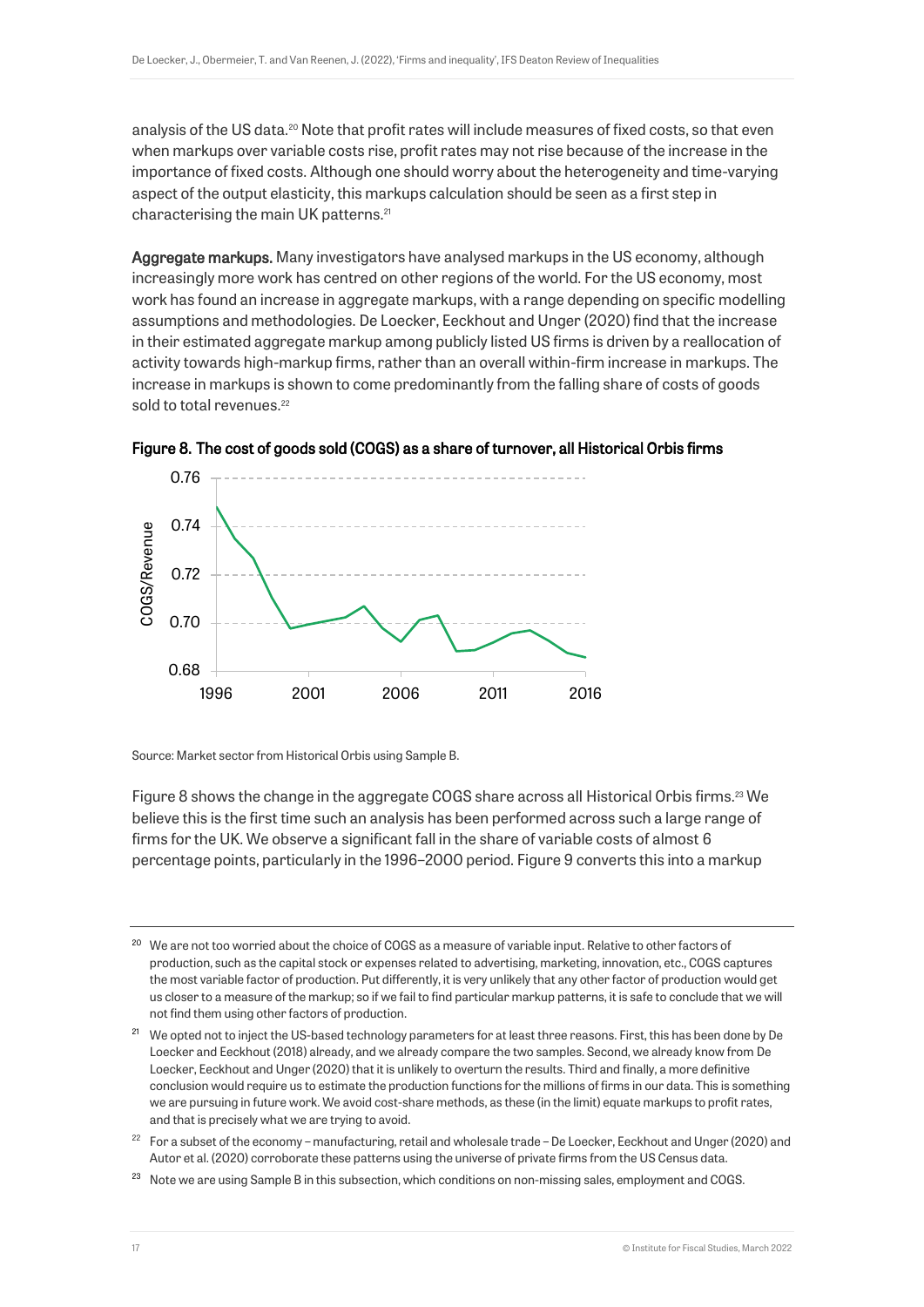analysis of the US data.[20] Note that profit rates will include measures of fixed costs, so that even when markups over variable costs rise, profit rates may not rise because of the increase in the importance of fixed costs. Although one should worry about the heterogeneity and time-varying aspect of the output elasticity, this markups calculation should be seen as a first step in characterising the main UK patterns.[21]

**Aggregate markups.** Many investigators have analysed markups in the US economy, although increasingly more work has centred on other regions of the world. For the US economy, most work has found an increase in aggregate markups, with a range depending on specific modelling assumptions and methodologies. De Loecker, Eeckhout and Unger (2020) find that the increase in their estimated aggregate markup among publicly listed US firms is driven by a reallocation of activity towards high-markup firms, rather than an overall within-firm increase in markups. The increase in markups is shown to come predominantly from the falling share of costs of goods sold to total revenues.[22]

**Figure 8. The cost of goods sold (COGS) as a share of turnover, all Historical Orbis firms**

Source: Market sector from Historical Orbis using Sample B.

Figure 8 shows the change in the aggregate COGS share across all Historical Orbis firms.[23] We believe this is the first time such an analysis has been performed across such a large range of firms for the UK. We observe a significant fall in the share of variable costs of almost 6 percentage points, particularly in the 1996–2000 period. Figure 9 converts this into a markup

---

[20] We are not too worried about the choice of COGS as a measure of variable input. Relative to other factors of production, such as the capital stock or expenses related to advertising, marketing, innovation, etc., COGS captures the most variable factor of production. Put differently, it is very unlikely that any other factor of production would get us closer to a measure of the markup; so if we fail to find particular markup patterns, it is safe to conclude that we will not find them using other factors of production.

[21] We opted not to inject the US-based technology parameters for at least three reasons. First, this has been done by De Loecker and Eeckhout (2018) already, and we already compare the two samples. Second, we already know from De Loecker, Eeckhout and Unger (2020) that it is unlikely to overturn the results. Third and finally, a more definitive conclusion would require us to estimate the production functions for the millions of firms in our data. This is something we are pursuing in future work. We avoid cost-share methods, as these (in the limit) equate markups to profit rates, and that is precisely what we are trying to avoid.

[22] For a subset of the economy – manufacturing, retail and wholesale trade – De Loecker, Eeckhout and Unger (2020) and Autor et al. (2020) corroborate these patterns using the universe of private firms from the US Census data.

[23] Note we are using Sample B in this subsection, which conditions on non-missing sales, employment and COGS.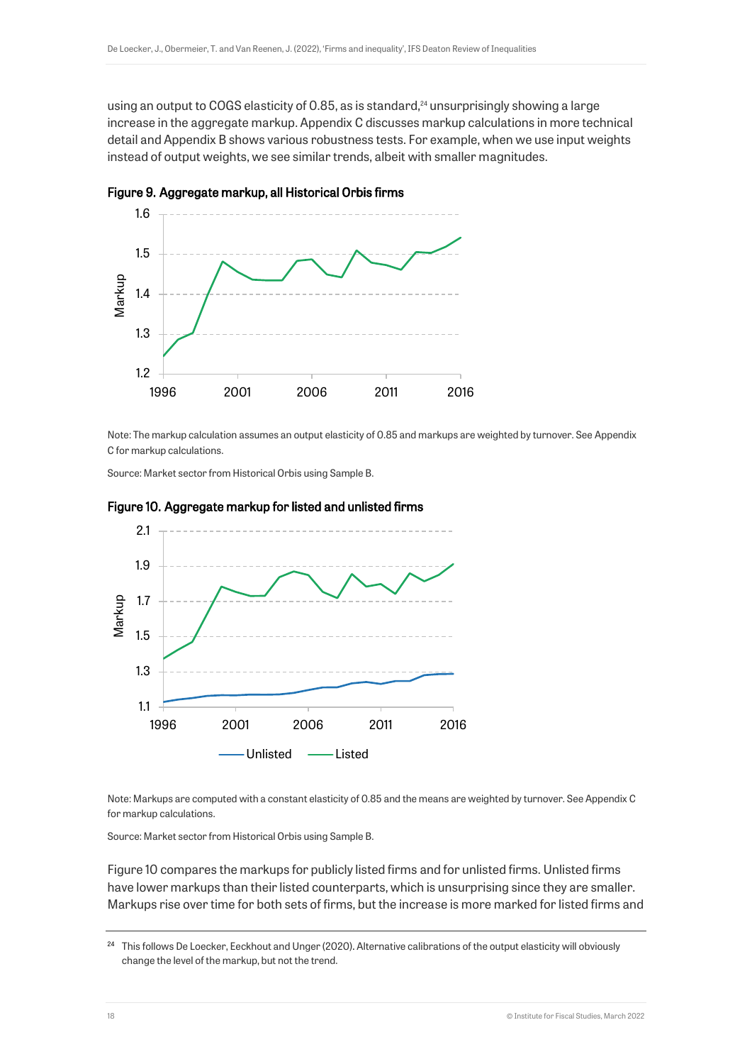using an output to COGS elasticity of 0.85, as is standard,[24] unsurprisingly showing a large increase in the aggregate markup. Appendix C discusses markup calculations in more technical detail and Appendix B shows various robustness tests. For example, when we use input weights instead of output weights, we see similar trends, albeit with smaller magnitudes.

**Figure 9. Aggregate markup, all Historical Orbis firms**

Note: The markup calculation assumes an output elasticity of 0.85 and markups are weighted by turnover. See Appendix C for markup calculations.

Source: Market sector from Historical Orbis using Sample B.

**Figure 10. Aggregate markup for listed and unlisted firms**

Note: Markups are computed with a constant elasticity of 0.85 and the means are weighted by turnover. See Appendix C for markup calculations.

Source: Market sector from Historical Orbis using Sample B.

Figure 10 compares the markups for publicly listed firms and for unlisted firms. Unlisted firms have lower markups than their listed counterparts, which is unsurprising since they are smaller. Markups rise over time for both sets of firms, but the increase is more marked for listed firms and

[24] This follows De Loecker, Eeckhout and Unger (2020). Alternative calibrations of the output elasticity will obviously change the level of the markup, but not the trend.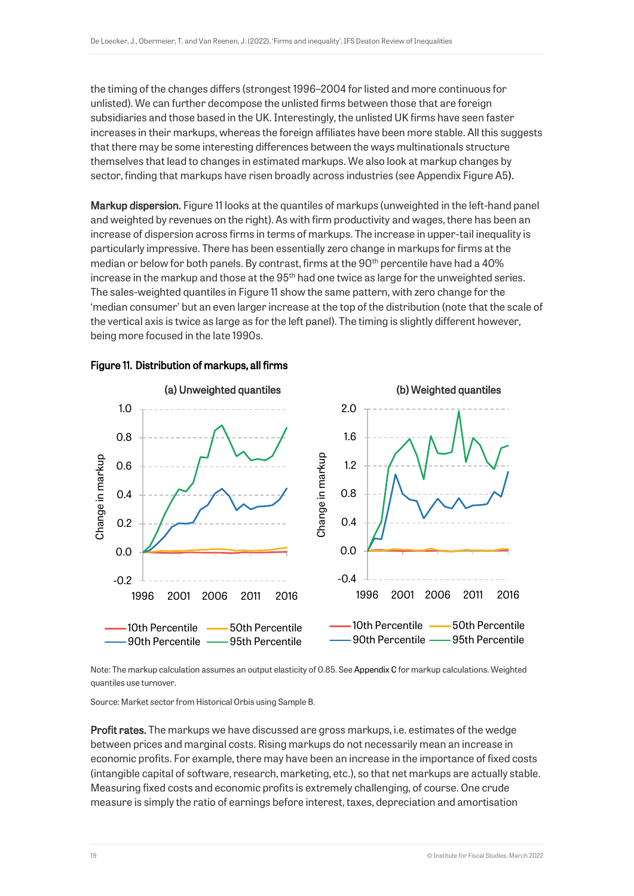the timing of the changes differs (strongest 1996–2004 for listed and more continuous for unlisted). We can further decompose the unlisted firms between those that are foreign subsidiaries and those based in the UK. Interestingly, the unlisted UK firms have seen faster increases in their markups, whereas the foreign affiliates have been more stable. All this suggests that there may be some interesting differences between the ways multinationals structure themselves that lead to changes in estimated markups. We also look at markup changes by sector, finding that markups have risen broadly across industries (see Appendix Figure A5).

**Markup dispersion.** Figure 11 looks at the quantiles of markups (unweighted in the left-hand panel and weighted by revenues on the right). As with firm productivity and wages, there has been an increase of dispersion across firms in terms of markups. The increase in upper-tail inequality is particularly impressive. There has been essentially zero change in markups for firms at the median or below for both panels. By contrast, firms at the 90th percentile have had a 40% increase in the markup and those at the 95th had one twice as large for the unweighted series. The sales-weighted quantiles in Figure 11 show the same pattern, with zero change for the 'median consumer' but an even larger increase at the top of the distribution (note that the scale of the vertical axis is twice as large as for the left panel). The timing is slightly different however, being more focused in the late 1990s.

**Figure 11. Distribution of markups, all firms**

(a) Unweighted quantiles

(b) Weighted quantiles

Note: The markup calculation assumes an output elasticity of 0.85. See Appendix C for markup calculations. Weighted quantiles use turnover.

Source: Market sector from Historical Orbis using Sample B.

**Profit rates.** The markups we have discussed are gross markups, i.e. estimates of the wedge between prices and marginal costs. Rising markups do not necessarily mean an increase in economic profits. For example, there may have been an increase in the importance of fixed costs (intangible capital of software, research, marketing, etc.), so that net markups are actually stable. Measuring fixed costs and economic profits is extremely challenging, of course. One crude measure is simply the ratio of earnings before interest, taxes, depreciation and amortisation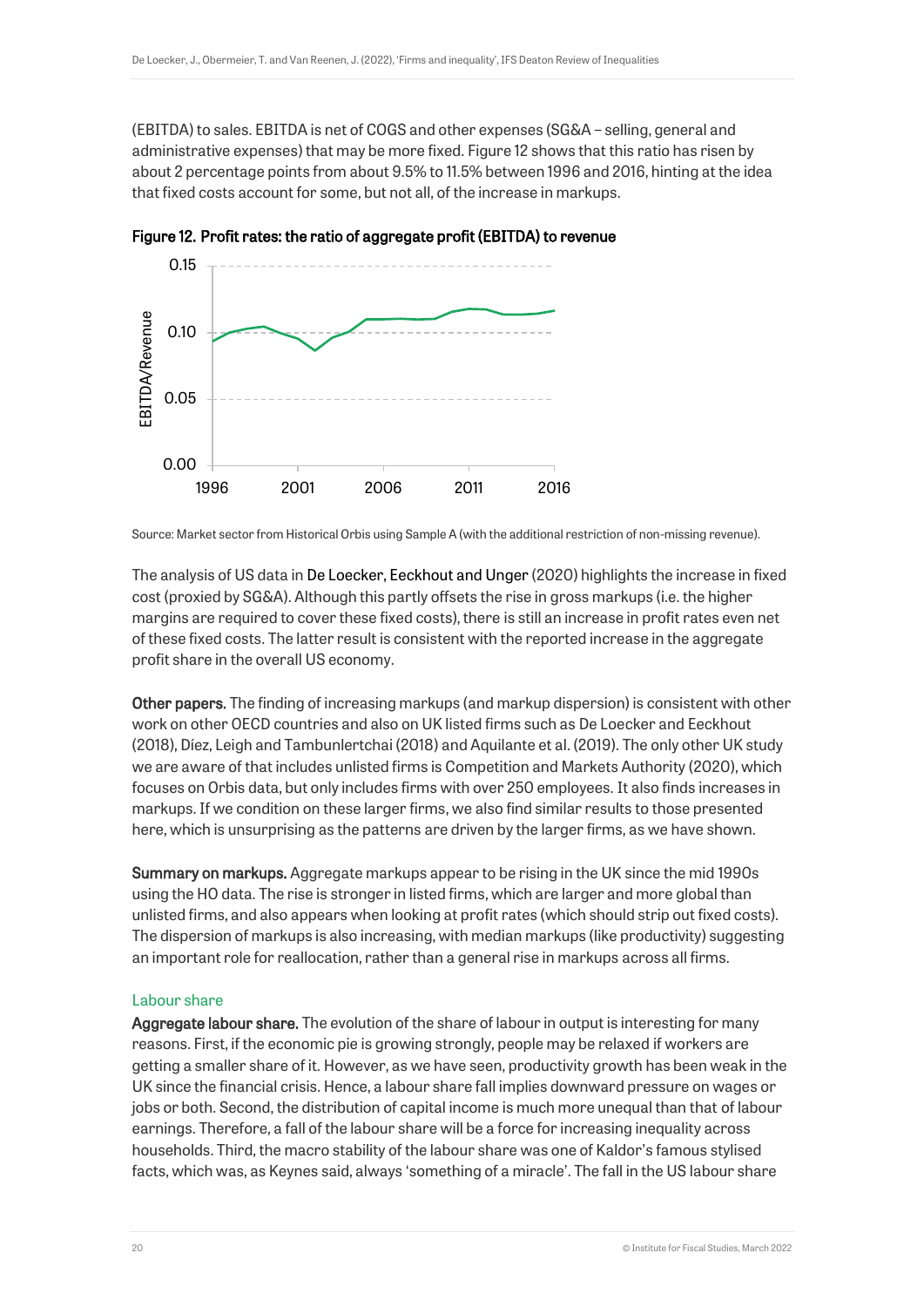(EBITDA) to sales. EBITDA is net of COGS and other expenses (SG&A – selling, general and administrative expenses) that may be more fixed. Figure 12 shows that this ratio has risen by about 2 percentage points from about 9.5% to 11.5% between 1996 and 2016, hinting at the idea that fixed costs account for some, but not all, of the increase in markups.

**Figure 12. Profit rates: the ratio of aggregate profit (EBITDA) to revenue**

Source: Market sector from Historical Orbis using Sample A (with the additional restriction of non-missing revenue).

The analysis of US data in De Loecker, Eeckhout and Unger (2020) highlights the increase in fixed cost (proxied by SG&A). Although this partly offsets the rise in gross markups (i.e. the higher margins are required to cover these fixed costs), there is still an increase in profit rates even net of these fixed costs. The latter result is consistent with the reported increase in the aggregate profit share in the overall US economy.

**Other papers.** The finding of increasing markups (and markup dispersion) is consistent with other work on other OECD countries and also on UK listed firms such as De Loecker and Eeckhout (2018), Díez, Leigh and Tambunlertchai (2018) and Aquilante et al. (2019). The only other UK study we are aware of that includes unlisted firms is Competition and Markets Authority (2020), which focuses on Orbis data, but only includes firms with over 250 employees. It also finds increases in markups. If we condition on these larger firms, we also find similar results to those presented here, which is unsurprising as the patterns are driven by the larger firms, as we have shown.

**Summary on markups.** Aggregate markups appear to be rising in the UK since the mid 1990s using the HO data. The rise is stronger in listed firms, which are larger and more global than unlisted firms, and also appears when looking at profit rates (which should strip out fixed costs). The dispersion of markups is also increasing, with median markups (like productivity) suggesting an important role for reallocation, rather than a general rise in markups across all firms.

### Labour share

**Aggregate labour share.** The evolution of the share of labour in output is interesting for many reasons. First, if the economic pie is growing strongly, people may be relaxed if workers are getting a smaller share of it. However, as we have seen, productivity growth has been weak in the UK since the financial crisis. Hence, a labour share fall implies downward pressure on wages or jobs or both. Second, the distribution of capital income is much more unequal than that of labour earnings. Therefore, a fall of the labour share will be a force for increasing inequality across households. Third, the macro stability of the labour share was one of Kaldor's famous stylised facts, which was, as Keynes said, always 'something of a miracle'. The fall in the US labour share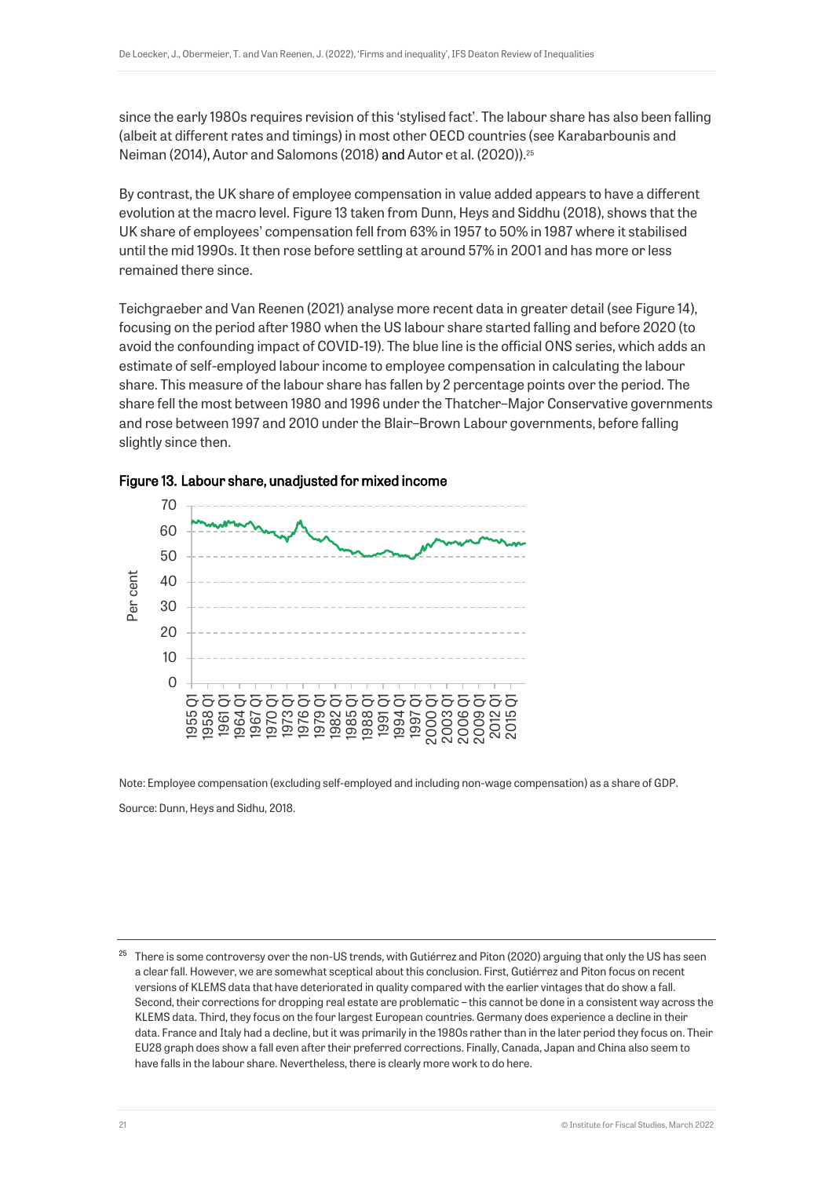since the early 1980s requires revision of this 'stylised fact'. The labour share has also been falling (albeit at different rates and timings) in most other OECD countries (see Karabarbounis and Neiman (2014), Autor and Salomons (2018) and Autor et al. (2020)).[25]

By contrast, the UK share of employee compensation in value added appears to have a different evolution at the macro level. Figure 13 taken from Dunn, Heys and Siddhu (2018), shows that the UK share of employees' compensation fell from 63% in 1957 to 50% in 1987 where it stabilised until the mid 1990s. It then rose before settling at around 57% in 2001 and has more or less remained there since.

Teichgraeber and Van Reenen (2021) analyse more recent data in greater detail (see Figure 14), focusing on the period after 1980 when the US labour share started falling and before 2020 (to avoid the confounding impact of COVID-19). The blue line is the official ONS series, which adds an estimate of self-employed labour income to employee compensation in calculating the labour share. This measure of the labour share has fallen by 2 percentage points over the period. The share fell the most between 1980 and 1996 under the Thatcher–Major Conservative governments and rose between 1997 and 2010 under the Blair–Brown Labour governments, before falling slightly since then.

**Figure 13. Labour share, unadjusted for mixed income**

Note: Employee compensation (excluding self-employed and including non-wage compensation) as a share of GDP.

Source: Dunn, Heys and Sidhu, 2018.

[25] There is some controversy over the non-US trends, with Gutiérrez and Piton (2020) arguing that only the US has seen a clear fall. However, we are somewhat sceptical about this conclusion. First, Gutiérrez and Piton focus on recent versions of KLEMS data that have deteriorated in quality compared with the earlier vintages that do show a fall. Second, their corrections for dropping real estate are problematic – this cannot be done in a consistent way across the KLEMS data. Third, they focus on the four largest European countries. Germany does experience a decline in their data. France and Italy had a decline, but it was primarily in the 1980s rather than in the later period they focus on. Their EU28 graph does show a fall even after their preferred corrections. Finally, Canada, Japan and China also seem to have falls in the labour share. Nevertheless, there is clearly more work to do here.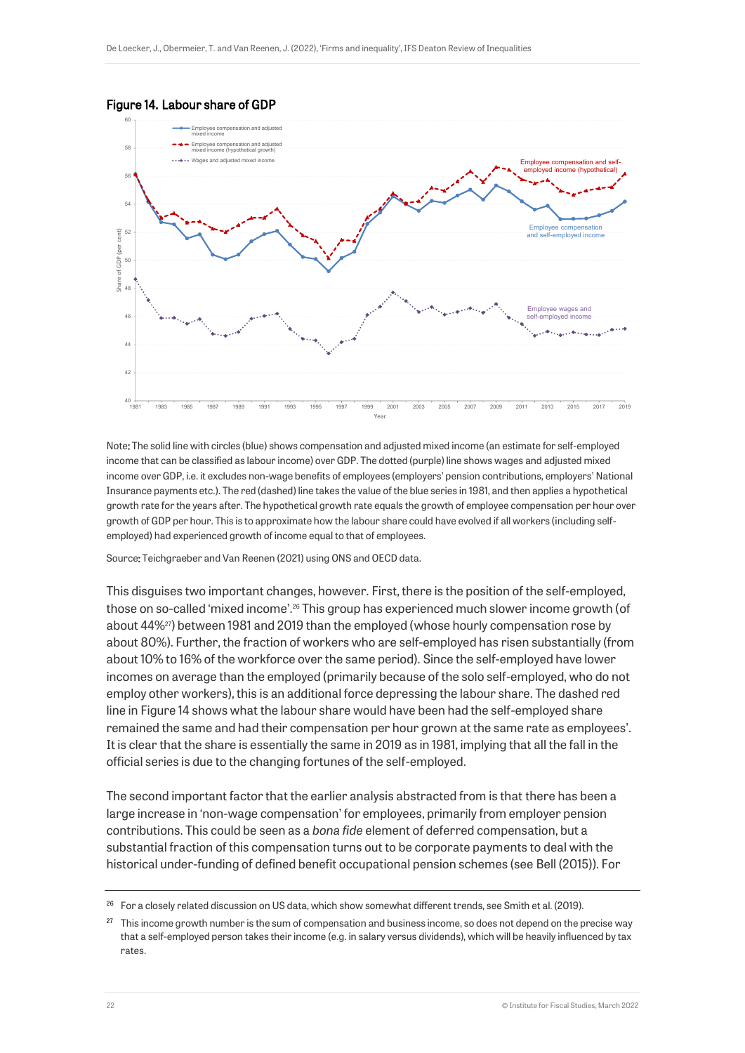**Figure 14. Labour share of GDP**

Note: The solid line with circles (blue) shows compensation and adjusted mixed income (an estimate for self-employed income that can be classified as labour income) over GDP. The dotted (purple) line shows wages and adjusted mixed income over GDP, i.e. it excludes non-wage benefits of employees (employers' pension contributions, employers' National Insurance payments etc.). The red (dashed) line takes the value of the blue series in 1981, and then applies a hypothetical growth rate for the years after. The hypothetical growth rate equals the growth of employee compensation per hour over growth of GDP per hour. This is to approximate how the labour share could have evolved if all workers (including self-employed) had experienced growth of income equal to that of employees.

Source: Teichgraeber and Van Reenen (2021) using ONS and OECD data.

This disguises two important changes, however. First, there is the position of the self-employed, those on so-called 'mixed income'.[26] This group has experienced much slower income growth (of about 44%[27]) between 1981 and 2019 than the employed (whose hourly compensation rose by about 80%). Further, the fraction of workers who are self-employed has risen substantially (from about 10% to 16% of the workforce over the same period). Since the self-employed have lower incomes on average than the employed (primarily because of the solo self-employed, who do not employ other workers), this is an additional force depressing the labour share. The dashed red line in Figure 14 shows what the labour share would have been had the self-employed share remained the same and had their compensation per hour grown at the same rate as employees'. It is clear that the share is essentially the same in 2019 as in 1981, implying that all the fall in the official series is due to the changing fortunes of the self-employed.

The second important factor that the earlier analysis abstracted from is that there has been a large increase in 'non-wage compensation' for employees, primarily from employer pension contributions. This could be seen as a *bona fide* element of deferred compensation, but a substantial fraction of this compensation turns out to be corporate payments to deal with the historical under-funding of defined benefit occupational pension schemes (see Bell (2015)). For

[26] For a closely related discussion on US data, which show somewhat different trends, see Smith et al. (2019).

[27] This income growth number is the sum of compensation and business income, so does not depend on the precise way that a self-employed person takes their income (e.g. in salary versus dividends), which will be heavily influenced by tax rates.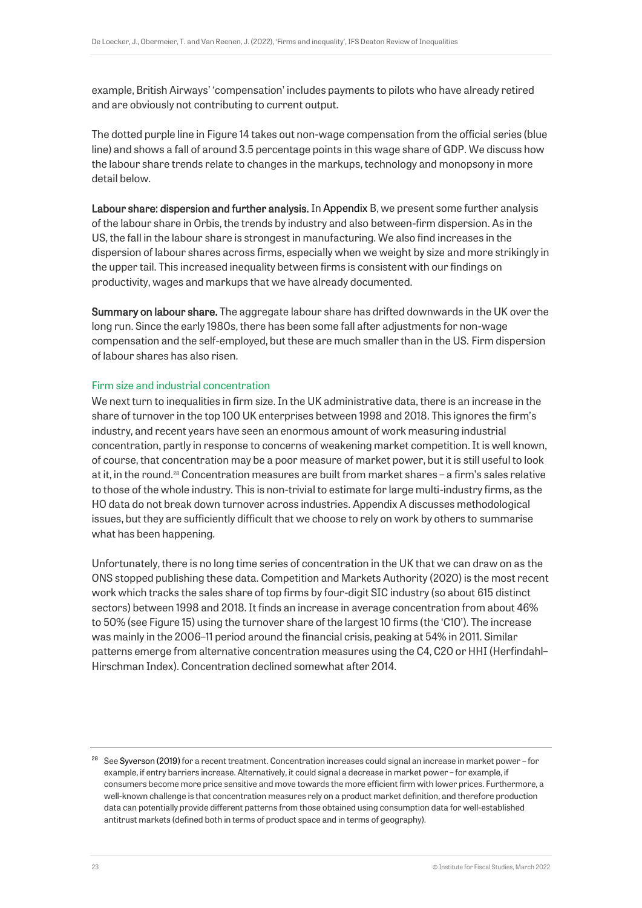example, British Airways' 'compensation' includes payments to pilots who have already retired and are obviously not contributing to current output.

The dotted purple line in Figure 14 takes out non-wage compensation from the official series (blue line) and shows a fall of around 3.5 percentage points in this wage share of GDP. We discuss how the labour share trends relate to changes in the markups, technology and monopsony in more detail below.

**Labour share: dispersion and further analysis.** In Appendix B, we present some further analysis of the labour share in Orbis, the trends by industry and also between-firm dispersion. As in the US, the fall in the labour share is strongest in manufacturing. We also find increases in the dispersion of labour shares across firms, especially when we weight by size and more strikingly in the upper tail. This increased inequality between firms is consistent with our findings on productivity, wages and markups that we have already documented.

**Summary on labour share.** The aggregate labour share has drifted downwards in the UK over the long run. Since the early 1980s, there has been some fall after adjustments for non-wage compensation and the self-employed, but these are much smaller than in the US. Firm dispersion of labour shares has also risen.

### Firm size and industrial concentration

We next turn to inequalities in firm size. In the UK administrative data, there is an increase in the share of turnover in the top 100 UK enterprises between 1998 and 2018. This ignores the firm's industry, and recent years have seen an enormous amount of work measuring industrial concentration, partly in response to concerns of weakening market competition. It is well known, of course, that concentration may be a poor measure of market power, but it is still useful to look at it, in the round.[28] Concentration measures are built from market shares – a firm's sales relative to those of the whole industry. This is non-trivial to estimate for large multi-industry firms, as the HO data do not break down turnover across industries. Appendix A discusses methodological issues, but they are sufficiently difficult that we choose to rely on work by others to summarise what has been happening.

Unfortunately, there is no long time series of concentration in the UK that we can draw on as the ONS stopped publishing these data. Competition and Markets Authority (2020) is the most recent work which tracks the sales share of top firms by four-digit SIC industry (so about 615 distinct sectors) between 1998 and 2018. It finds an increase in average concentration from about 46% to 50% (see Figure 15) using the turnover share of the largest 10 firms (the 'C10'). The increase was mainly in the 2006–11 period around the financial crisis, peaking at 54% in 2011. Similar patterns emerge from alternative concentration measures using the C4, C20 or HHI (Herfindahl–Hirschman Index). Concentration declined somewhat after 2014.

[28] See Syverson (2019) for a recent treatment. Concentration increases could signal an increase in market power – for example, if entry barriers increase. Alternatively, it could signal a decrease in market power – for example, if consumers become more price sensitive and move towards the more efficient firm with lower prices. Furthermore, a well-known challenge is that concentration measures rely on a product market definition, and therefore production data can potentially provide different patterns from those obtained using consumption data for well-established antitrust markets (defined both in terms of product space and in terms of geography).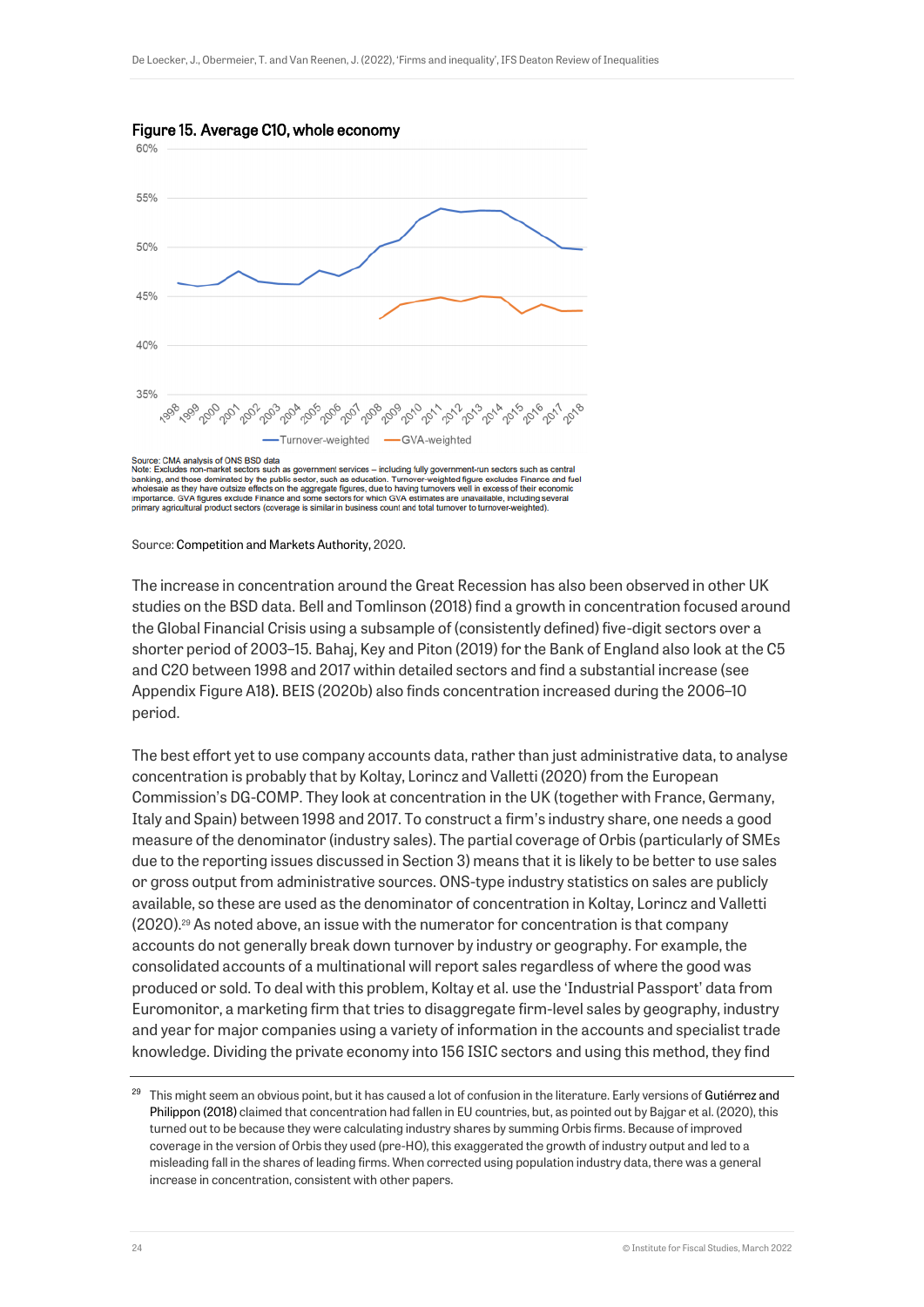**Figure 15. Average C10, whole economy**

Source: CMA analysis of ONS BSD data
Note: Excludes non-market sectors such as government services – including fully government-run sectors such as central banking, and those dominated by the public sector, such as education. Turnover-weighted figure excludes Finance and fuel wholesale as they have outsize effects on the aggregate figures, due to having turnovers well in excess of their economic importance. GVA figures exclude Finance and some sectors for which GVA estimates are unavailable, including several primary agricultural product sectors (coverage is similar in business count and total turnover to turnover-weighted).

Source: Competition and Markets Authority, 2020.

The increase in concentration around the Great Recession has also been observed in other UK studies on the BSD data. Bell and Tomlinson (2018) find a growth in concentration focused around the Global Financial Crisis using a subsample of (consistently defined) five-digit sectors over a shorter period of 2003–15. Bahaj, Key and Piton (2019) for the Bank of England also look at the C5 and C20 between 1998 and 2017 within detailed sectors and find a substantial increase (see Appendix Figure A18). BEIS (2020b) also finds concentration increased during the 2006–10 period.

The best effort yet to use company accounts data, rather than just administrative data, to analyse concentration is probably that by Koltay, Lorincz and Valletti (2020) from the European Commission's DG-COMP. They look at concentration in the UK (together with France, Germany, Italy and Spain) between 1998 and 2017. To construct a firm's industry share, one needs a good measure of the denominator (industry sales). The partial coverage of Orbis (particularly of SMEs due to the reporting issues discussed in Section 3) means that it is likely to be better to use sales or gross output from administrative sources. ONS-type industry statistics on sales are publicly available, so these are used as the denominator of concentration in Koltay, Lorincz and Valletti (2020).[29] As noted above, an issue with the numerator for concentration is that company accounts do not generally break down turnover by industry or geography. For example, the consolidated accounts of a multinational will report sales regardless of where the good was produced or sold. To deal with this problem, Koltay et al. use the 'Industrial Passport' data from Euromonitor, a marketing firm that tries to disaggregate firm-level sales by geography, industry and year for major companies using a variety of information in the accounts and specialist trade knowledge. Dividing the private economy into 156 ISIC sectors and using this method, they find

[29] This might seem an obvious point, but it has caused a lot of confusion in the literature. Early versions of Gutiérrez and Philippon (2018) claimed that concentration had fallen in EU countries, but, as pointed out by Bajgar et al. (2020), this turned out to be because they were calculating industry shares by summing Orbis firms. Because of improved coverage in the version of Orbis they used (pre-HO), this exaggerated the growth of industry output and led to a misleading fall in the shares of leading firms. When corrected using population industry data, there was a general increase in concentration, consistent with other papers.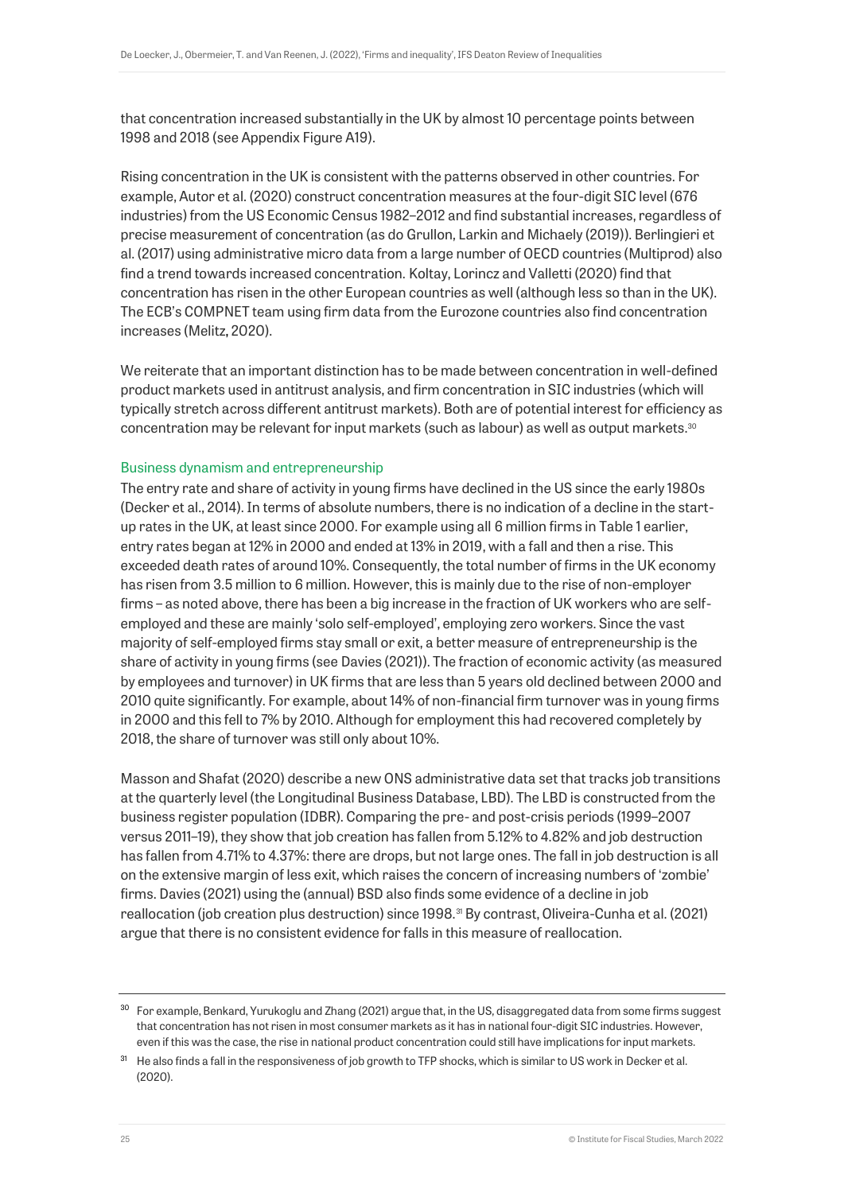that concentration increased substantially in the UK by almost 10 percentage points between 1998 and 2018 (see Appendix Figure A19).

Rising concentration in the UK is consistent with the patterns observed in other countries. For example, Autor et al. (2020) construct concentration measures at the four-digit SIC level (676 industries) from the US Economic Census 1982–2012 and find substantial increases, regardless of precise measurement of concentration (as do Grullon, Larkin and Michaely (2019)). Berlingieri et al. (2017) using administrative micro data from a large number of OECD countries (Multiprod) also find a trend towards increased concentration. Koltay, Lorincz and Valletti (2020) find that concentration has risen in the other European countries as well (although less so than in the UK). The ECB's COMPNET team using firm data from the Eurozone countries also find concentration increases (Melitz, 2020).

We reiterate that an important distinction has to be made between concentration in well-defined product markets used in antitrust analysis, and firm concentration in SIC industries (which will typically stretch across different antitrust markets). Both are of potential interest for efficiency as concentration may be relevant for input markets (such as labour) as well as output markets.[30]

### Business dynamism and entrepreneurship

The entry rate and share of activity in young firms have declined in the US since the early 1980s (Decker et al., 2014). In terms of absolute numbers, there is no indication of a decline in the start-up rates in the UK, at least since 2000. For example using all 6 million firms in Table 1 earlier, entry rates began at 12% in 2000 and ended at 13% in 2019, with a fall and then a rise. This exceeded death rates of around 10%. Consequently, the total number of firms in the UK economy has risen from 3.5 million to 6 million. However, this is mainly due to the rise of non-employer firms – as noted above, there has been a big increase in the fraction of UK workers who are self-employed and these are mainly 'solo self-employed', employing zero workers. Since the vast majority of self-employed firms stay small or exit, a better measure of entrepreneurship is the share of activity in young firms (see Davies (2021)). The fraction of economic activity (as measured by employees and turnover) in UK firms that are less than 5 years old declined between 2000 and 2010 quite significantly. For example, about 14% of non-financial firm turnover was in young firms in 2000 and this fell to 7% by 2010. Although for employment this had recovered completely by 2018, the share of turnover was still only about 10%.

Masson and Shafat (2020) describe a new ONS administrative data set that tracks job transitions at the quarterly level (the Longitudinal Business Database, LBD). The LBD is constructed from the business register population (IDBR). Comparing the pre- and post-crisis periods (1999–2007 versus 2011–19), they show that job creation has fallen from 5.12% to 4.82% and job destruction has fallen from 4.71% to 4.37%: there are drops, but not large ones. The fall in job destruction is all on the extensive margin of less exit, which raises the concern of increasing numbers of 'zombie' firms. Davies (2021) using the (annual) BSD also finds some evidence of a decline in job reallocation (job creation plus destruction) since 1998.[31] By contrast, Oliveira-Cunha et al. (2021) argue that there is no consistent evidence for falls in this measure of reallocation.

---

[30] For example, Benkard, Yurukoglu and Zhang (2021) argue that, in the US, disaggregated data from some firms suggest that concentration has not risen in most consumer markets as it has in national four-digit SIC industries. However, even if this was the case, the rise in national product concentration could still have implications for input markets.

[31] He also finds a fall in the responsiveness of job growth to TFP shocks, which is similar to US work in Decker et al. (2020).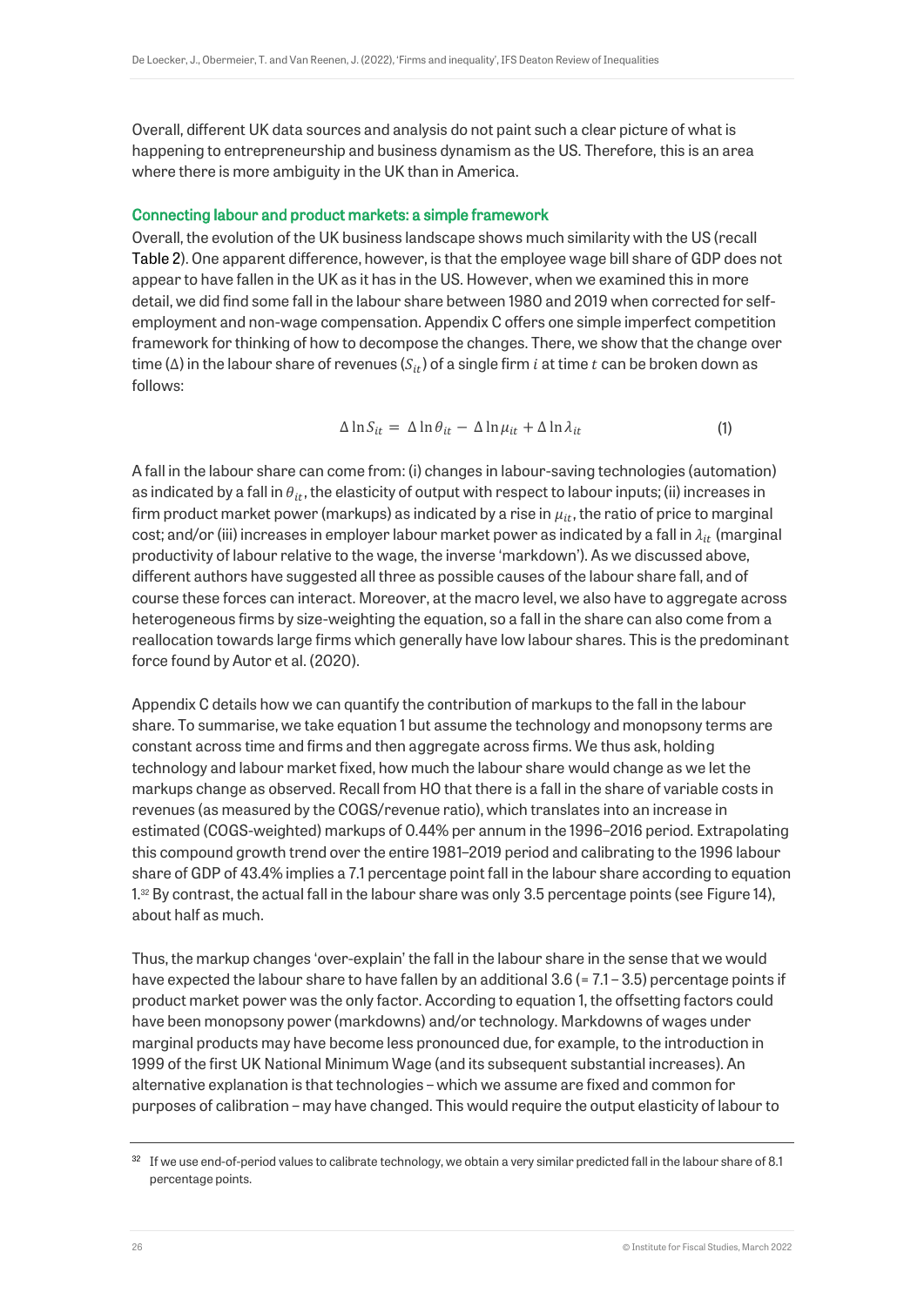Overall, different UK data sources and analysis do not paint such a clear picture of what is happening to entrepreneurship and business dynamism as the US. Therefore, this is an area where there is more ambiguity in the UK than in America.

### Connecting labour and product markets: a simple framework

Overall, the evolution of the UK business landscape shows much similarity with the US (recall Table 2). One apparent difference, however, is that the employee wage bill share of GDP does not appear to have fallen in the UK as it has in the US. However, when we examined this in more detail, we did find some fall in the labour share between 1980 and 2019 when corrected for self-employment and non-wage compensation. Appendix C offers one simple imperfect competition framework for thinking of how to decompose the changes. There, we show that the change over time (Δ) in the labour share of revenues ($S_{it}$) of a single firm $i$ at time $t$ can be broken down as follows:

$$\Delta \ln S_{it} = \Delta \ln \theta_{it} - \Delta \ln \mu_{it} + \Delta \ln \lambda_{it} \qquad (1)$$

A fall in the labour share can come from: (i) changes in labour-saving technologies (automation) as indicated by a fall in $\theta_{it}$, the elasticity of output with respect to labour inputs; (ii) increases in firm product market power (markups) as indicated by a rise in $\mu_{it}$, the ratio of price to marginal cost; and/or (iii) increases in employer labour market power as indicated by a fall in $\lambda_{it}$ (marginal productivity of labour relative to the wage, the inverse 'markdown'). As we discussed above, different authors have suggested all three as possible causes of the labour share fall, and of course these forces can interact. Moreover, at the macro level, we also have to aggregate across heterogeneous firms by size-weighting the equation, so a fall in the share can also come from a reallocation towards large firms which generally have low labour shares. This is the predominant force found by Autor et al. (2020).

Appendix C details how we can quantify the contribution of markups to the fall in the labour share. To summarise, we take equation 1 but assume the technology and monopsony terms are constant across time and firms and then aggregate across firms. We thus ask, holding technology and labour market fixed, how much the labour share would change as we let the markups change as observed. Recall from HO that there is a fall in the share of variable costs in revenues (as measured by the COGS/revenue ratio), which translates into an increase in estimated (COGS-weighted) markups of 0.44% per annum in the 1996–2016 period. Extrapolating this compound growth trend over the entire 1981–2019 period and calibrating to the 1996 labour share of GDP of 43.4% implies a 7.1 percentage point fall in the labour share according to equation 1.[32] By contrast, the actual fall in the labour share was only 3.5 percentage points (see Figure 14), about half as much.

Thus, the markup changes 'over-explain' the fall in the labour share in the sense that we would have expected the labour share to have fallen by an additional 3.6 (= 7.1 – 3.5) percentage points if product market power was the only factor. According to equation 1, the offsetting factors could have been monopsony power (markdowns) and/or technology. Markdowns of wages under marginal products may have become less pronounced due, for example, to the introduction in 1999 of the first UK National Minimum Wage (and its subsequent substantial increases). An alternative explanation is that technologies – which we assume are fixed and common for purposes of calibration – may have changed. This would require the output elasticity of labour to

[32] If we use end-of-period values to calibrate technology, we obtain a very similar predicted fall in the labour share of 8.1 percentage points.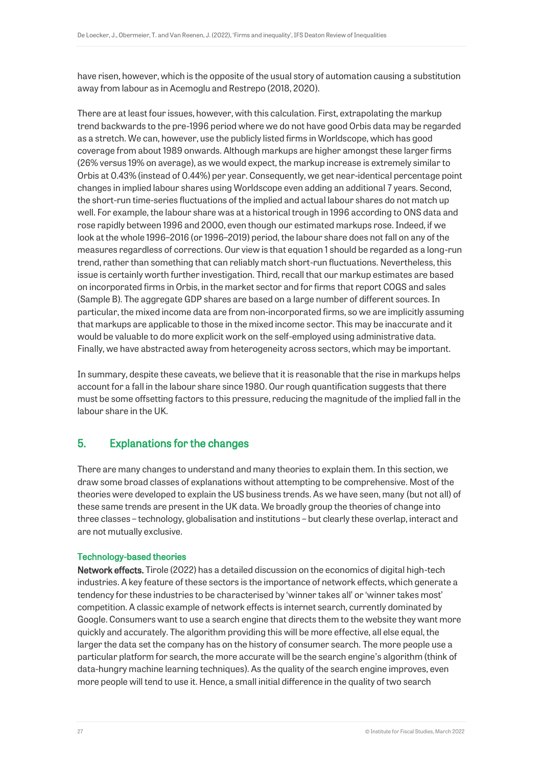have risen, however, which is the opposite of the usual story of automation causing a substitution away from labour as in Acemoglu and Restrepo (2018, 2020).

There are at least four issues, however, with this calculation. First, extrapolating the markup trend backwards to the pre-1996 period where we do not have good Orbis data may be regarded as a stretch. We can, however, use the publicly listed firms in Worldscope, which has good coverage from about 1989 onwards. Although markups are higher amongst these larger firms (26% versus 19% on average), as we would expect, the markup increase is extremely similar to Orbis at 0.43% (instead of 0.44%) per year. Consequently, we get near-identical percentage point changes in implied labour shares using Worldscope even adding an additional 7 years. Second, the short-run time-series fluctuations of the implied and actual labour shares do not match up well. For example, the labour share was at a historical trough in 1996 according to ONS data and rose rapidly between 1996 and 2000, even though our estimated markups rose. Indeed, if we look at the whole 1996–2016 (or 1996–2019) period, the labour share does not fall on any of the measures regardless of corrections. Our view is that equation 1 should be regarded as a long-run trend, rather than something that can reliably match short-run fluctuations. Nevertheless, this issue is certainly worth further investigation. Third, recall that our markup estimates are based on incorporated firms in Orbis, in the market sector and for firms that report COGS and sales (Sample B). The aggregate GDP shares are based on a large number of different sources. In particular, the mixed income data are from non-incorporated firms, so we are implicitly assuming that markups are applicable to those in the mixed income sector. This may be inaccurate and it would be valuable to do more explicit work on the self-employed using administrative data. Finally, we have abstracted away from heterogeneity across sectors, which may be important.

In summary, despite these caveats, we believe that it is reasonable that the rise in markups helps account for a fall in the labour share since 1980. Our rough quantification suggests that there must be some offsetting factors to this pressure, reducing the magnitude of the implied fall in the labour share in the UK.

## 5. Explanations for the changes

There are many changes to understand and many theories to explain them. In this section, we draw some broad classes of explanations without attempting to be comprehensive. Most of the theories were developed to explain the US business trends. As we have seen, many (but not all) of these same trends are present in the UK data. We broadly group the theories of change into three classes – technology, globalisation and institutions – but clearly these overlap, interact and are not mutually exclusive.

### Technology-based theories

**Network effects.** Tirole (2022) has a detailed discussion on the economics of digital high-tech industries. A key feature of these sectors is the importance of network effects, which generate a tendency for these industries to be characterised by 'winner takes all' or 'winner takes most' competition. A classic example of network effects is internet search, currently dominated by Google. Consumers want to use a search engine that directs them to the website they want more quickly and accurately. The algorithm providing this will be more effective, all else equal, the larger the data set the company has on the history of consumer search. The more people use a particular platform for search, the more accurate will be the search engine's algorithm (think of data-hungry machine learning techniques). As the quality of the search engine improves, even more people will tend to use it. Hence, a small initial difference in the quality of two search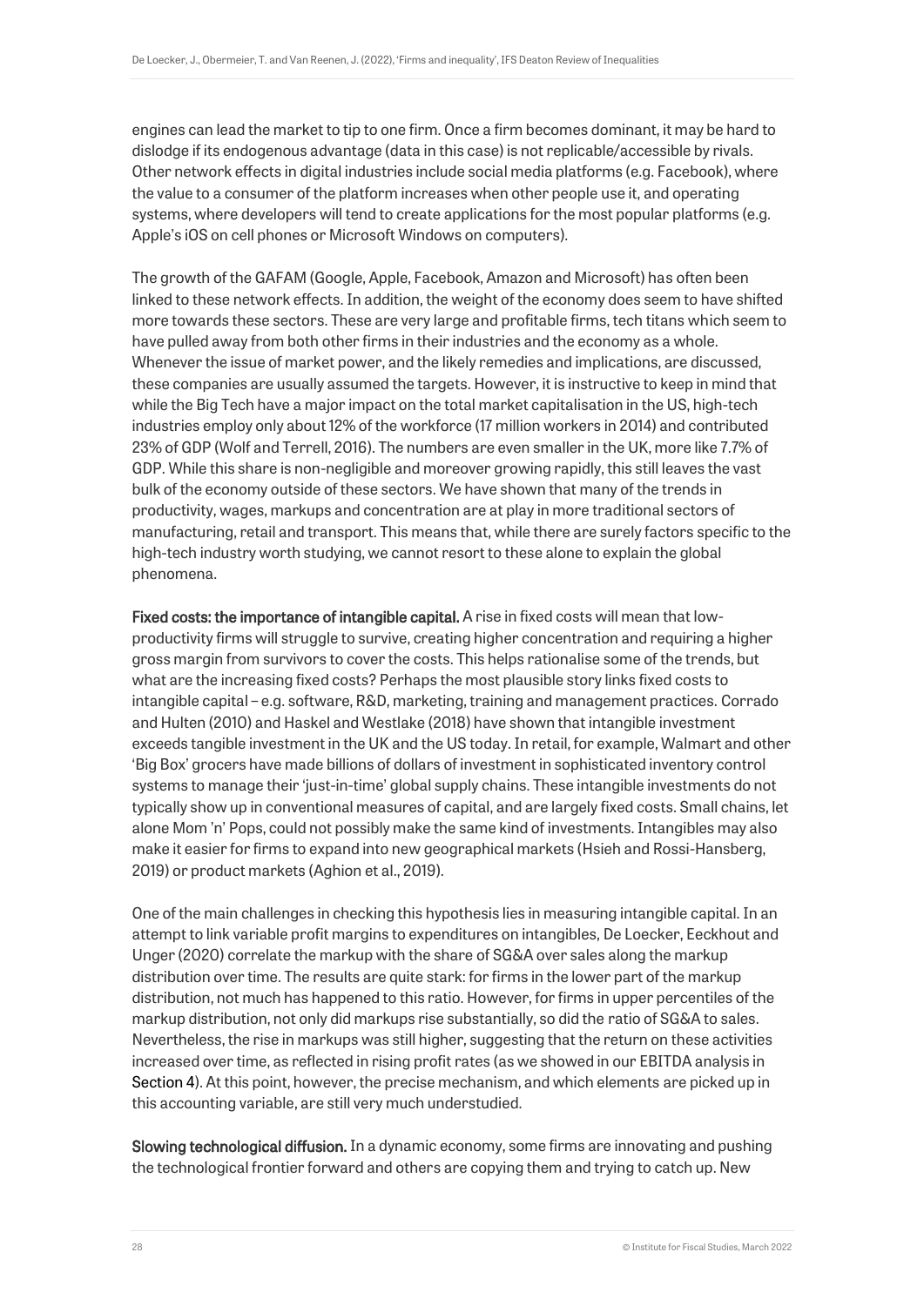engines can lead the market to tip to one firm. Once a firm becomes dominant, it may be hard to dislodge if its endogenous advantage (data in this case) is not replicable/accessible by rivals. Other network effects in digital industries include social media platforms (e.g. Facebook), where the value to a consumer of the platform increases when other people use it, and operating systems, where developers will tend to create applications for the most popular platforms (e.g. Apple's iOS on cell phones or Microsoft Windows on computers).

The growth of the GAFAM (Google, Apple, Facebook, Amazon and Microsoft) has often been linked to these network effects. In addition, the weight of the economy does seem to have shifted more towards these sectors. These are very large and profitable firms, tech titans which seem to have pulled away from both other firms in their industries and the economy as a whole. Whenever the issue of market power, and the likely remedies and implications, are discussed, these companies are usually assumed the targets. However, it is instructive to keep in mind that while the Big Tech have a major impact on the total market capitalisation in the US, high-tech industries employ only about 12% of the workforce (17 million workers in 2014) and contributed 23% of GDP (Wolf and Terrell, 2016). The numbers are even smaller in the UK, more like 7.7% of GDP. While this share is non-negligible and moreover growing rapidly, this still leaves the vast bulk of the economy outside of these sectors. We have shown that many of the trends in productivity, wages, markups and concentration are at play in more traditional sectors of manufacturing, retail and transport. This means that, while there are surely factors specific to the high-tech industry worth studying, we cannot resort to these alone to explain the global phenomena.

**Fixed costs: the importance of intangible capital.** A rise in fixed costs will mean that low-productivity firms will struggle to survive, creating higher concentration and requiring a higher gross margin from survivors to cover the costs. This helps rationalise some of the trends, but what are the increasing fixed costs? Perhaps the most plausible story links fixed costs to intangible capital – e.g. software, R&D, marketing, training and management practices. Corrado and Hulten (2010) and Haskel and Westlake (2018) have shown that intangible investment exceeds tangible investment in the UK and the US today. In retail, for example, Walmart and other 'Big Box' grocers have made billions of dollars of investment in sophisticated inventory control systems to manage their 'just-in-time' global supply chains. These intangible investments do not typically show up in conventional measures of capital, and are largely fixed costs. Small chains, let alone Mom 'n' Pops, could not possibly make the same kind of investments. Intangibles may also make it easier for firms to expand into new geographical markets (Hsieh and Rossi-Hansberg, 2019) or product markets (Aghion et al., 2019).

One of the main challenges in checking this hypothesis lies in measuring intangible capital. In an attempt to link variable profit margins to expenditures on intangibles, De Loecker, Eeckhout and Unger (2020) correlate the markup with the share of SG&A over sales along the markup distribution over time. The results are quite stark: for firms in the lower part of the markup distribution, not much has happened to this ratio. However, for firms in upper percentiles of the markup distribution, not only did markups rise substantially, so did the ratio of SG&A to sales. Nevertheless, the rise in markups was still higher, suggesting that the return on these activities increased over time, as reflected in rising profit rates (as we showed in our EBITDA analysis in Section 4). At this point, however, the precise mechanism, and which elements are picked up in this accounting variable, are still very much understudied.

**Slowing technological diffusion.** In a dynamic economy, some firms are innovating and pushing the technological frontier forward and others are copying them and trying to catch up. New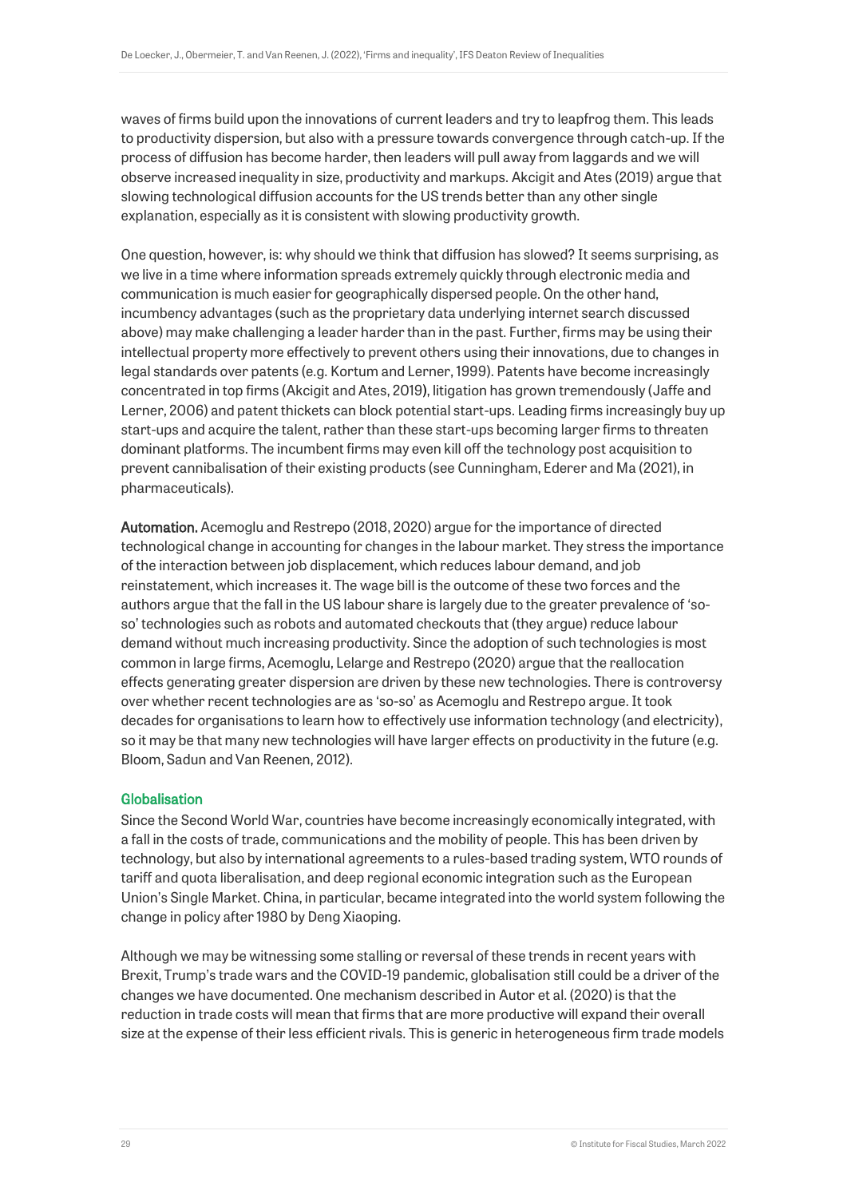waves of firms build upon the innovations of current leaders and try to leapfrog them. This leads to productivity dispersion, but also with a pressure towards convergence through catch-up. If the process of diffusion has become harder, then leaders will pull away from laggards and we will observe increased inequality in size, productivity and markups. Akcigit and Ates (2019) argue that slowing technological diffusion accounts for the US trends better than any other single explanation, especially as it is consistent with slowing productivity growth.

One question, however, is: why should we think that diffusion has slowed? It seems surprising, as we live in a time where information spreads extremely quickly through electronic media and communication is much easier for geographically dispersed people. On the other hand, incumbency advantages (such as the proprietary data underlying internet search discussed above) may make challenging a leader harder than in the past. Further, firms may be using their intellectual property more effectively to prevent others using their innovations, due to changes in legal standards over patents (e.g. Kortum and Lerner, 1999). Patents have become increasingly concentrated in top firms (Akcigit and Ates, 2019), litigation has grown tremendously (Jaffe and Lerner, 2006) and patent thickets can block potential start-ups. Leading firms increasingly buy up start-ups and acquire the talent, rather than these start-ups becoming larger firms to threaten dominant platforms. The incumbent firms may even kill off the technology post acquisition to prevent cannibalisation of their existing products (see Cunningham, Ederer and Ma (2021), in pharmaceuticals).

**Automation.** Acemoglu and Restrepo (2018, 2020) argue for the importance of directed technological change in accounting for changes in the labour market. They stress the importance of the interaction between job displacement, which reduces labour demand, and job reinstatement, which increases it. The wage bill is the outcome of these two forces and the authors argue that the fall in the US labour share is largely due to the greater prevalence of 'so-so' technologies such as robots and automated checkouts that (they argue) reduce labour demand without much increasing productivity. Since the adoption of such technologies is most common in large firms, Acemoglu, Lelarge and Restrepo (2020) argue that the reallocation effects generating greater dispersion are driven by these new technologies. There is controversy over whether recent technologies are as 'so-so' as Acemoglu and Restrepo argue. It took decades for organisations to learn how to effectively use information technology (and electricity), so it may be that many new technologies will have larger effects on productivity in the future (e.g. Bloom, Sadun and Van Reenen, 2012).

### Globalisation

Since the Second World War, countries have become increasingly economically integrated, with a fall in the costs of trade, communications and the mobility of people. This has been driven by technology, but also by international agreements to a rules-based trading system, WTO rounds of tariff and quota liberalisation, and deep regional economic integration such as the European Union's Single Market. China, in particular, became integrated into the world system following the change in policy after 1980 by Deng Xiaoping.

Although we may be witnessing some stalling or reversal of these trends in recent years with Brexit, Trump's trade wars and the COVID-19 pandemic, globalisation still could be a driver of the changes we have documented. One mechanism described in Autor et al. (2020) is that the reduction in trade costs will mean that firms that are more productive will expand their overall size at the expense of their less efficient rivals. This is generic in heterogeneous firm trade models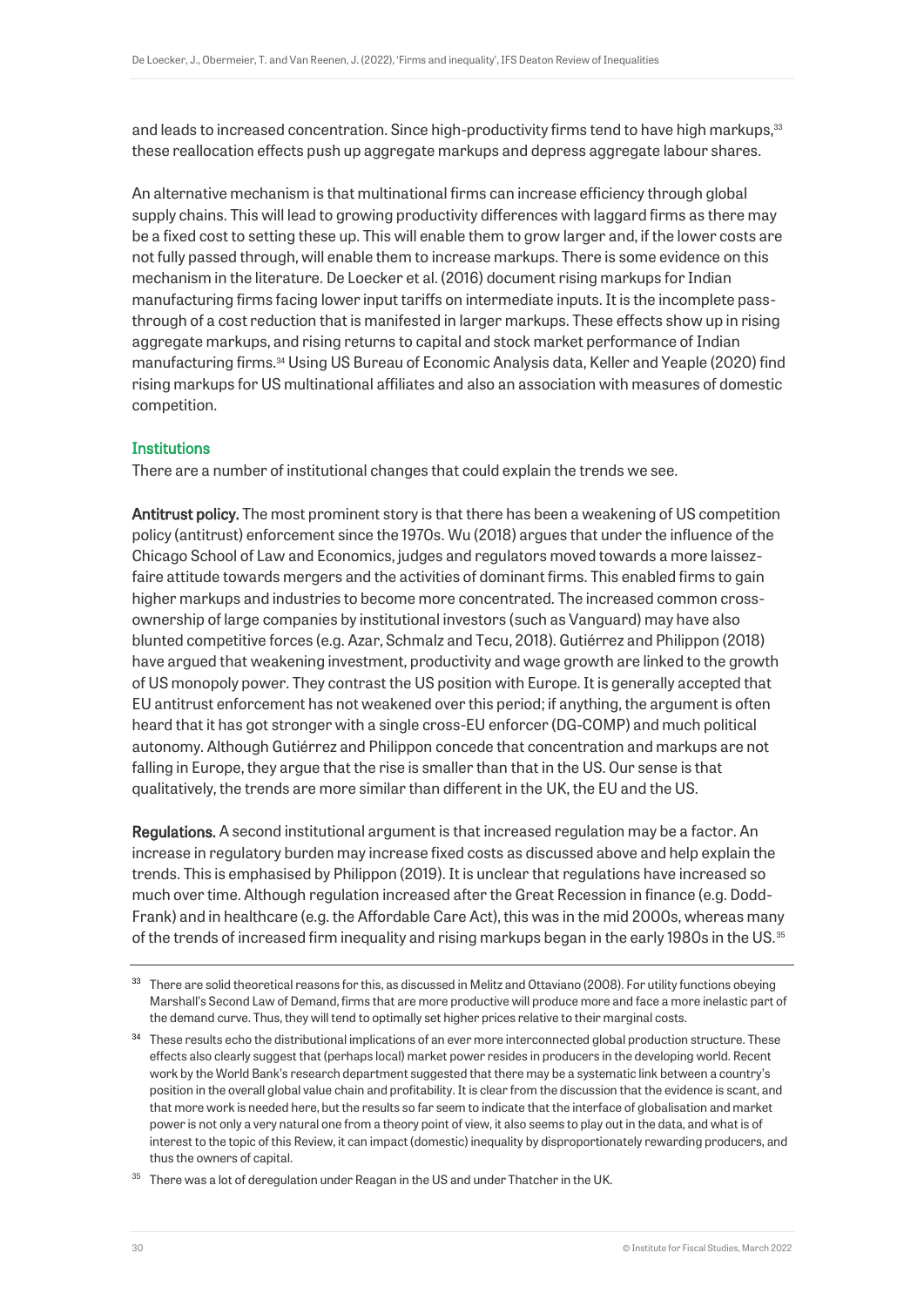and leads to increased concentration. Since high-productivity firms tend to have high markups,[33] these reallocation effects push up aggregate markups and depress aggregate labour shares.

An alternative mechanism is that multinational firms can increase efficiency through global supply chains. This will lead to growing productivity differences with laggard firms as there may be a fixed cost to setting these up. This will enable them to grow larger and, if the lower costs are not fully passed through, will enable them to increase markups. There is some evidence on this mechanism in the literature. De Loecker et al. (2016) document rising markups for Indian manufacturing firms facing lower input tariffs on intermediate inputs. It is the incomplete pass-through of a cost reduction that is manifested in larger markups. These effects show up in rising aggregate markups, and rising returns to capital and stock market performance of Indian manufacturing firms.[34] Using US Bureau of Economic Analysis data, Keller and Yeaple (2020) find rising markups for US multinational affiliates and also an association with measures of domestic competition.

### Institutions

There are a number of institutional changes that could explain the trends we see.

**Antitrust policy.** The most prominent story is that there has been a weakening of US competition policy (antitrust) enforcement since the 1970s. Wu (2018) argues that under the influence of the Chicago School of Law and Economics, judges and regulators moved towards a more laissez-faire attitude towards mergers and the activities of dominant firms. This enabled firms to gain higher markups and industries to become more concentrated. The increased common cross-ownership of large companies by institutional investors (such as Vanguard) may have also blunted competitive forces (e.g. Azar, Schmalz and Tecu, 2018). Gutiérrez and Philippon (2018) have argued that weakening investment, productivity and wage growth are linked to the growth of US monopoly power. They contrast the US position with Europe. It is generally accepted that EU antitrust enforcement has not weakened over this period; if anything, the argument is often heard that it has got stronger with a single cross-EU enforcer (DG-COMP) and much political autonomy. Although Gutiérrez and Philippon concede that concentration and markups are not falling in Europe, they argue that the rise is smaller than that in the US. Our sense is that qualitatively, the trends are more similar than different in the UK, the EU and the US.

**Regulations.** A second institutional argument is that increased regulation may be a factor. An increase in regulatory burden may increase fixed costs as discussed above and help explain the trends. This is emphasised by Philippon (2019). It is unclear that regulations have increased so much over time. Although regulation increased after the Great Recession in finance (e.g. Dodd-Frank) and in healthcare (e.g. the Affordable Care Act), this was in the mid 2000s, whereas many of the trends of increased firm inequality and rising markups began in the early 1980s in the US.[35]

---

[33] There are solid theoretical reasons for this, as discussed in Melitz and Ottaviano (2008). For utility functions obeying Marshall's Second Law of Demand, firms that are more productive will produce more and face a more inelastic part of the demand curve. Thus, they will tend to optimally set higher prices relative to their marginal costs.

[34] These results echo the distributional implications of an ever more interconnected global production structure. These effects also clearly suggest that (perhaps local) market power resides in producers in the developing world. Recent work by the World Bank's research department suggested that there may be a systematic link between a country's position in the overall global value chain and profitability. It is clear from the discussion that the evidence is scant, and that more work is needed here, but the results so far seem to indicate that the interface of globalisation and market power is not only a very natural one from a theory point of view, it also seems to play out in the data, and what is of interest to the topic of this Review, it can impact (domestic) inequality by disproportionately rewarding producers, and thus the owners of capital.

[35] There was a lot of deregulation under Reagan in the US and under Thatcher in the UK.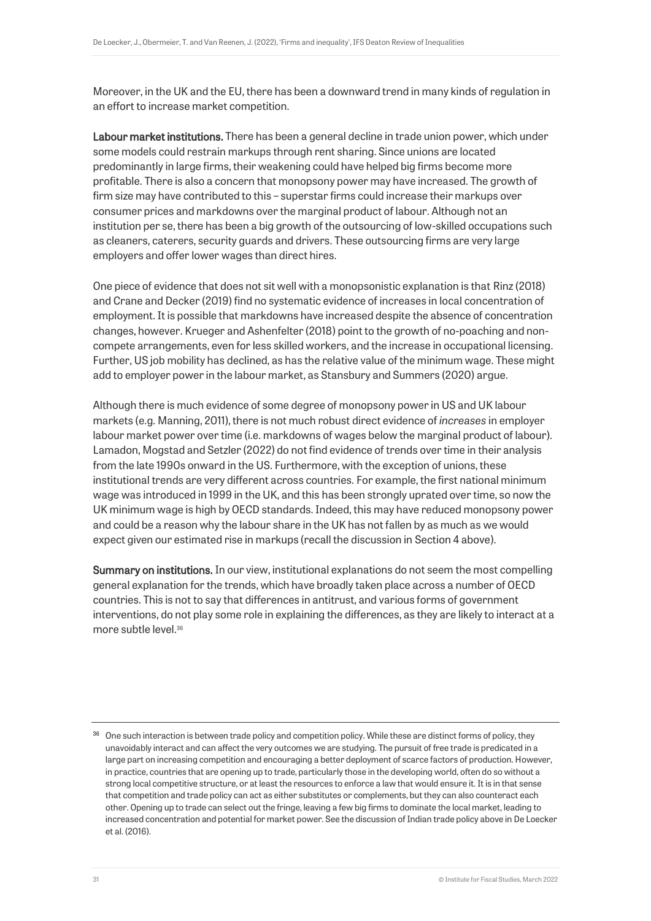Moreover, in the UK and the EU, there has been a downward trend in many kinds of regulation in an effort to increase market competition.

**Labour market institutions.** There has been a general decline in trade union power, which under some models could restrain markups through rent sharing. Since unions are located predominantly in large firms, their weakening could have helped big firms become more profitable. There is also a concern that monopsony power may have increased. The growth of firm size may have contributed to this – superstar firms could increase their markups over consumer prices and markdowns over the marginal product of labour. Although not an institution per se, there has been a big growth of the outsourcing of low-skilled occupations such as cleaners, caterers, security guards and drivers. These outsourcing firms are very large employers and offer lower wages than direct hires.

One piece of evidence that does not sit well with a monopsonistic explanation is that Rinz (2018) and Crane and Decker (2019) find no systematic evidence of increases in local concentration of employment. It is possible that markdowns have increased despite the absence of concentration changes, however. Krueger and Ashenfelter (2018) point to the growth of no-poaching and non-compete arrangements, even for less skilled workers, and the increase in occupational licensing. Further, US job mobility has declined, as has the relative value of the minimum wage. These might add to employer power in the labour market, as Stansbury and Summers (2020) argue.

Although there is much evidence of some degree of monopsony power in US and UK labour markets (e.g. Manning, 2011), there is not much robust direct evidence of *increases* in employer labour market power over time (i.e. markdowns of wages below the marginal product of labour). Lamadon, Mogstad and Setzler (2022) do not find evidence of trends over time in their analysis from the late 1990s onward in the US. Furthermore, with the exception of unions, these institutional trends are very different across countries. For example, the first national minimum wage was introduced in 1999 in the UK, and this has been strongly uprated over time, so now the UK minimum wage is high by OECD standards. Indeed, this may have reduced monopsony power and could be a reason why the labour share in the UK has not fallen by as much as we would expect given our estimated rise in markups (recall the discussion in Section 4 above).

**Summary on institutions.** In our view, institutional explanations do not seem the most compelling general explanation for the trends, which have broadly taken place across a number of OECD countries. This is not to say that differences in antitrust, and various forms of government interventions, do not play some role in explaining the differences, as they are likely to interact at a more subtle level.[36]

---

[36] One such interaction is between trade policy and competition policy. While these are distinct forms of policy, they unavoidably interact and can affect the very outcomes we are studying. The pursuit of free trade is predicated in a large part on increasing competition and encouraging a better deployment of scarce factors of production. However, in practice, countries that are opening up to trade, particularly those in the developing world, often do so without a strong local competitive structure, or at least the resources to enforce a law that would ensure it. It is in that sense that competition and trade policy can act as either substitutes or complements, but they can also counteract each other. Opening up to trade can select out the fringe, leaving a few big firms to dominate the local market, leading to increased concentration and potential for market power. See the discussion of Indian trade policy above in De Loecker et al. (2016).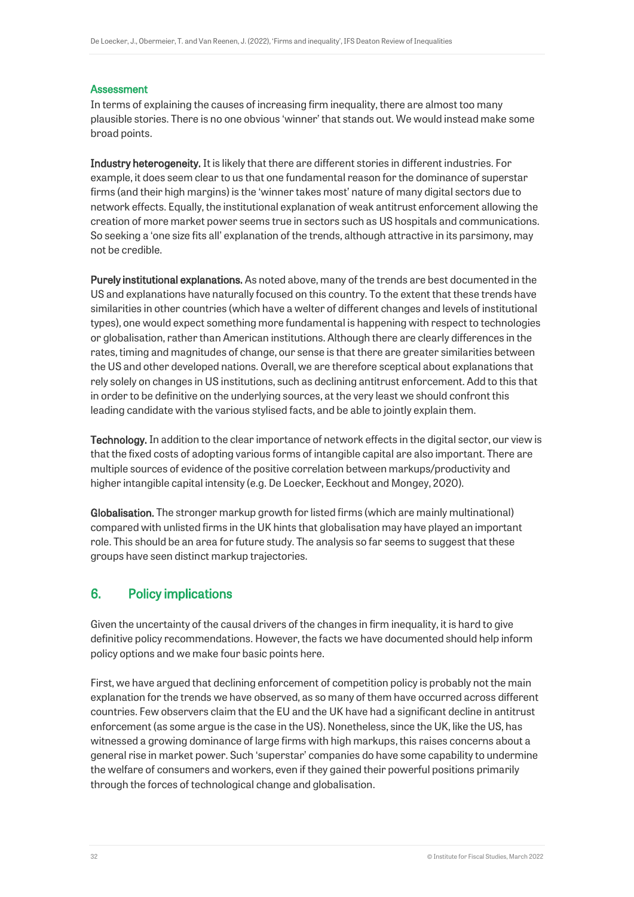#### Assessment

In terms of explaining the causes of increasing firm inequality, there are almost too many plausible stories. There is no one obvious 'winner' that stands out. We would instead make some broad points.

**Industry heterogeneity.** It is likely that there are different stories in different industries. For example, it does seem clear to us that one fundamental reason for the dominance of superstar firms (and their high margins) is the 'winner takes most' nature of many digital sectors due to network effects. Equally, the institutional explanation of weak antitrust enforcement allowing the creation of more market power seems true in sectors such as US hospitals and communications. So seeking a 'one size fits all' explanation of the trends, although attractive in its parsimony, may not be credible.

**Purely institutional explanations.** As noted above, many of the trends are best documented in the US and explanations have naturally focused on this country. To the extent that these trends have similarities in other countries (which have a welter of different changes and levels of institutional types), one would expect something more fundamental is happening with respect to technologies or globalisation, rather than American institutions. Although there are clearly differences in the rates, timing and magnitudes of change, our sense is that there are greater similarities between the US and other developed nations. Overall, we are therefore sceptical about explanations that rely solely on changes in US institutions, such as declining antitrust enforcement. Add to this that in order to be definitive on the underlying sources, at the very least we should confront this leading candidate with the various stylised facts, and be able to jointly explain them.

**Technology.** In addition to the clear importance of network effects in the digital sector, our view is that the fixed costs of adopting various forms of intangible capital are also important. There are multiple sources of evidence of the positive correlation between markups/productivity and higher intangible capital intensity (e.g. De Loecker, Eeckhout and Mongey, 2020).

**Globalisation.** The stronger markup growth for listed firms (which are mainly multinational) compared with unlisted firms in the UK hints that globalisation may have played an important role. This should be an area for future study. The analysis so far seems to suggest that these groups have seen distinct markup trajectories.

## 6. Policy implications

Given the uncertainty of the causal drivers of the changes in firm inequality, it is hard to give definitive policy recommendations. However, the facts we have documented should help inform policy options and we make four basic points here.

First, we have argued that declining enforcement of competition policy is probably not the main explanation for the trends we have observed, as so many of them have occurred across different countries. Few observers claim that the EU and the UK have had a significant decline in antitrust enforcement (as some argue is the case in the US). Nonetheless, since the UK, like the US, has witnessed a growing dominance of large firms with high markups, this raises concerns about a general rise in market power. Such 'superstar' companies do have some capability to undermine the welfare of consumers and workers, even if they gained their powerful positions primarily through the forces of technological change and globalisation.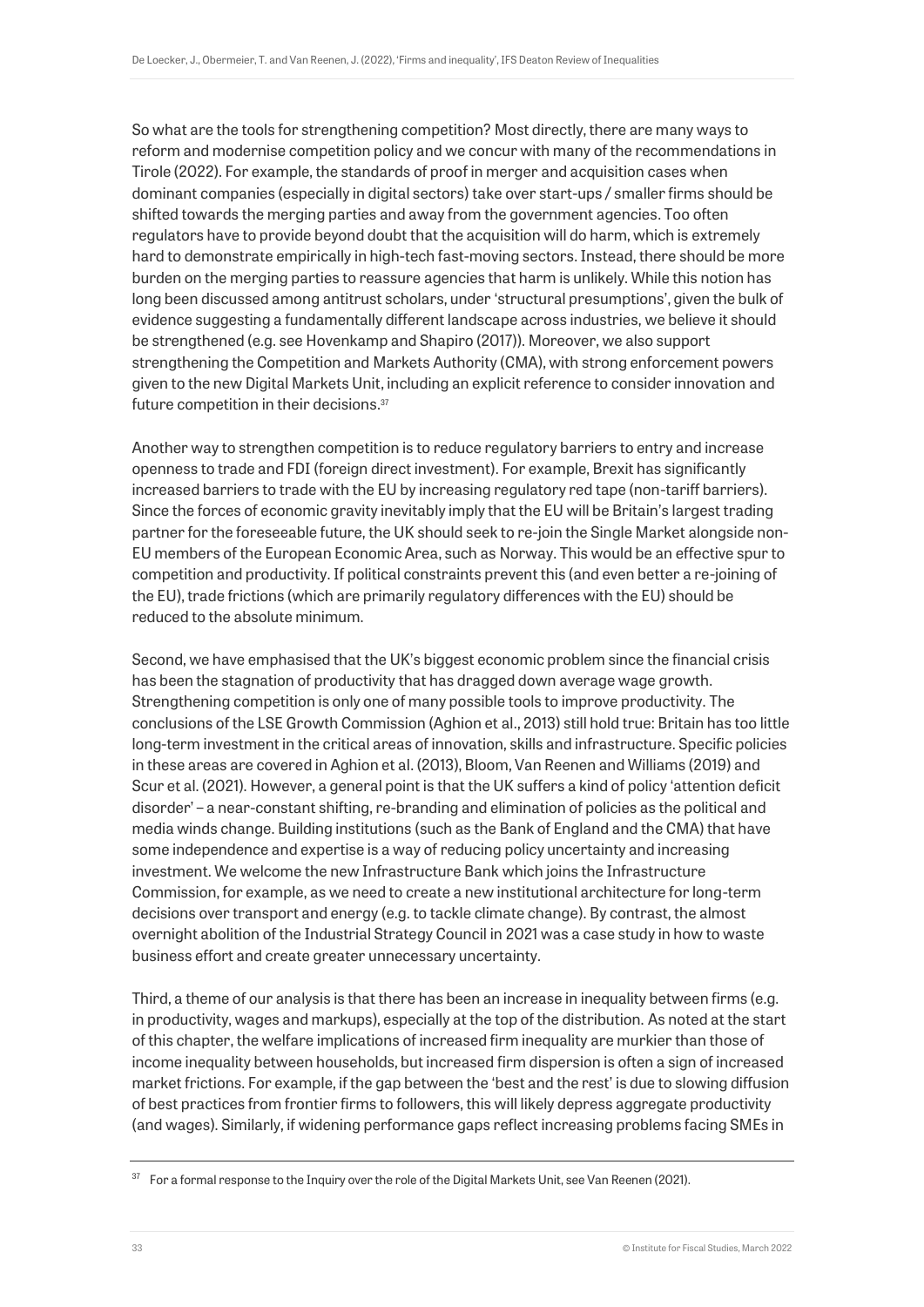So what are the tools for strengthening competition? Most directly, there are many ways to reform and modernise competition policy and we concur with many of the recommendations in Tirole (2022). For example, the standards of proof in merger and acquisition cases when dominant companies (especially in digital sectors) take over start-ups / smaller firms should be shifted towards the merging parties and away from the government agencies. Too often regulators have to provide beyond doubt that the acquisition will do harm, which is extremely hard to demonstrate empirically in high-tech fast-moving sectors. Instead, there should be more burden on the merging parties to reassure agencies that harm is unlikely. While this notion has long been discussed among antitrust scholars, under 'structural presumptions', given the bulk of evidence suggesting a fundamentally different landscape across industries, we believe it should be strengthened (e.g. see Hovenkamp and Shapiro (2017)). Moreover, we also support strengthening the Competition and Markets Authority (CMA), with strong enforcement powers given to the new Digital Markets Unit, including an explicit reference to consider innovation and future competition in their decisions.[37]

Another way to strengthen competition is to reduce regulatory barriers to entry and increase openness to trade and FDI (foreign direct investment). For example, Brexit has significantly increased barriers to trade with the EU by increasing regulatory red tape (non-tariff barriers). Since the forces of economic gravity inevitably imply that the EU will be Britain's largest trading partner for the foreseeable future, the UK should seek to re-join the Single Market alongside non-EU members of the European Economic Area, such as Norway. This would be an effective spur to competition and productivity. If political constraints prevent this (and even better a re-joining of the EU), trade frictions (which are primarily regulatory differences with the EU) should be reduced to the absolute minimum.

Second, we have emphasised that the UK's biggest economic problem since the financial crisis has been the stagnation of productivity that has dragged down average wage growth. Strengthening competition is only one of many possible tools to improve productivity. The conclusions of the LSE Growth Commission (Aghion et al., 2013) still hold true: Britain has too little long-term investment in the critical areas of innovation, skills and infrastructure. Specific policies in these areas are covered in Aghion et al. (2013), Bloom, Van Reenen and Williams (2019) and Scur et al. (2021). However, a general point is that the UK suffers a kind of policy 'attention deficit disorder' – a near-constant shifting, re-branding and elimination of policies as the political and media winds change. Building institutions (such as the Bank of England and the CMA) that have some independence and expertise is a way of reducing policy uncertainty and increasing investment. We welcome the new Infrastructure Bank which joins the Infrastructure Commission, for example, as we need to create a new institutional architecture for long-term decisions over transport and energy (e.g. to tackle climate change). By contrast, the almost overnight abolition of the Industrial Strategy Council in 2021 was a case study in how to waste business effort and create greater unnecessary uncertainty.

Third, a theme of our analysis is that there has been an increase in inequality between firms (e.g. in productivity, wages and markups), especially at the top of the distribution. As noted at the start of this chapter, the welfare implications of increased firm inequality are murkier than those of income inequality between households, but increased firm dispersion is often a sign of increased market frictions. For example, if the gap between the 'best and the rest' is due to slowing diffusion of best practices from frontier firms to followers, this will likely depress aggregate productivity (and wages). Similarly, if widening performance gaps reflect increasing problems facing SMEs in

[37] For a formal response to the Inquiry over the role of the Digital Markets Unit, see Van Reenen (2021).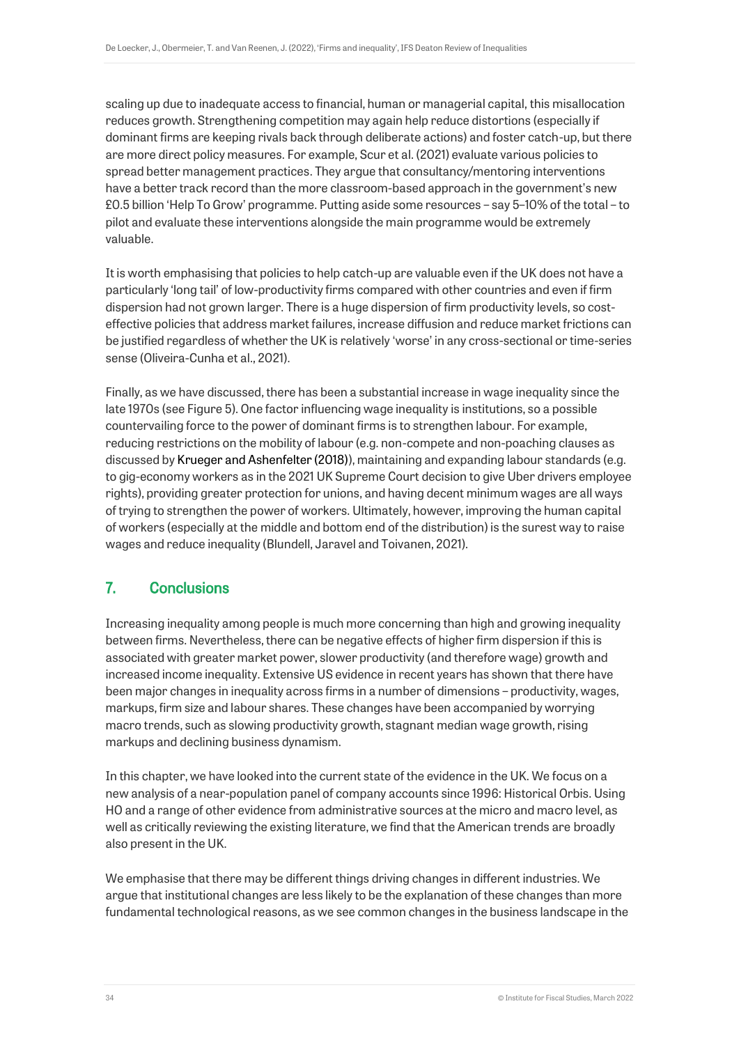scaling up due to inadequate access to financial, human or managerial capital, this misallocation reduces growth. Strengthening competition may again help reduce distortions (especially if dominant firms are keeping rivals back through deliberate actions) and foster catch-up, but there are more direct policy measures. For example, Scur et al. (2021) evaluate various policies to spread better management practices. They argue that consultancy/mentoring interventions have a better track record than the more classroom-based approach in the government's new £0.5 billion 'Help To Grow' programme. Putting aside some resources – say 5–10% of the total – to pilot and evaluate these interventions alongside the main programme would be extremely valuable.

It is worth emphasising that policies to help catch-up are valuable even if the UK does not have a particularly 'long tail' of low-productivity firms compared with other countries and even if firm dispersion had not grown larger. There is a huge dispersion of firm productivity levels, so cost-effective policies that address market failures, increase diffusion and reduce market frictions can be justified regardless of whether the UK is relatively 'worse' in any cross-sectional or time-series sense (Oliveira-Cunha et al., 2021).

Finally, as we have discussed, there has been a substantial increase in wage inequality since the late 1970s (see Figure 5). One factor influencing wage inequality is institutions, so a possible countervailing force to the power of dominant firms is to strengthen labour. For example, reducing restrictions on the mobility of labour (e.g. non-compete and non-poaching clauses as discussed by Krueger and Ashenfelter (2018)), maintaining and expanding labour standards (e.g. to gig-economy workers as in the 2021 UK Supreme Court decision to give Uber drivers employee rights), providing greater protection for unions, and having decent minimum wages are all ways of trying to strengthen the power of workers. Ultimately, however, improving the human capital of workers (especially at the middle and bottom end of the distribution) is the surest way to raise wages and reduce inequality (Blundell, Jaravel and Toivanen, 2021).

## 7. Conclusions

Increasing inequality among people is much more concerning than high and growing inequality between firms. Nevertheless, there can be negative effects of higher firm dispersion if this is associated with greater market power, slower productivity (and therefore wage) growth and increased income inequality. Extensive US evidence in recent years has shown that there have been major changes in inequality across firms in a number of dimensions – productivity, wages, markups, firm size and labour shares. These changes have been accompanied by worrying macro trends, such as slowing productivity growth, stagnant median wage growth, rising markups and declining business dynamism.

In this chapter, we have looked into the current state of the evidence in the UK. We focus on a new analysis of a near-population panel of company accounts since 1996: Historical Orbis. Using HO and a range of other evidence from administrative sources at the micro and macro level, as well as critically reviewing the existing literature, we find that the American trends are broadly also present in the UK.

We emphasise that there may be different things driving changes in different industries. We argue that institutional changes are less likely to be the explanation of these changes than more fundamental technological reasons, as we see common changes in the business landscape in the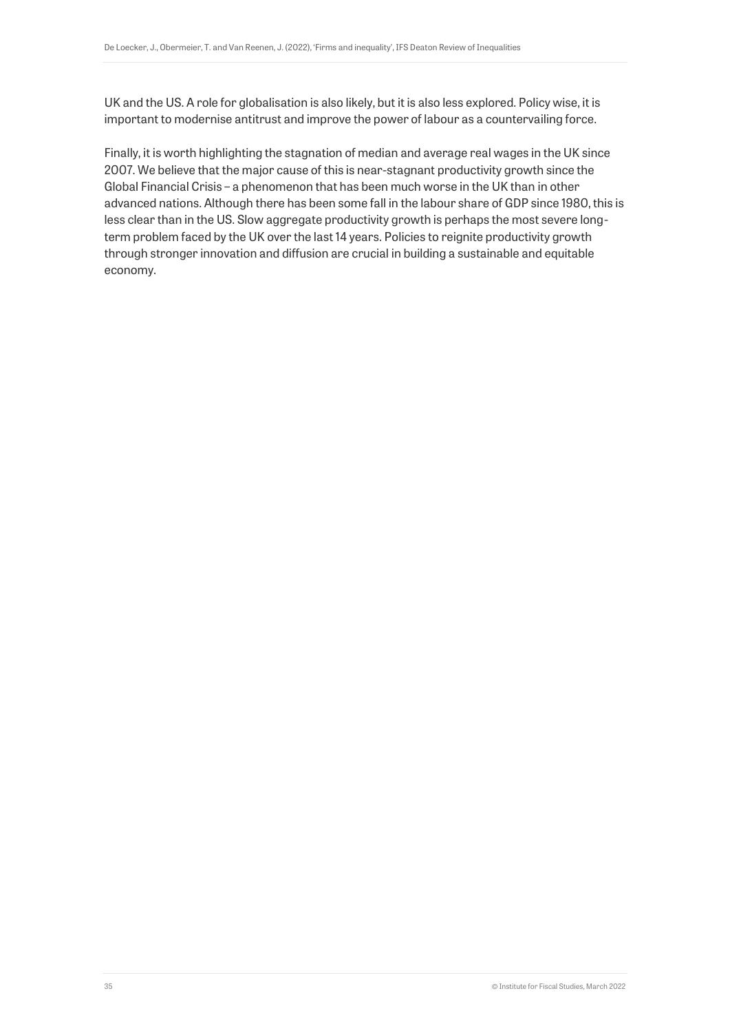UK and the US. A role for globalisation is also likely, but it is also less explored. Policy wise, it is important to modernise antitrust and improve the power of labour as a countervailing force.

Finally, it is worth highlighting the stagnation of median and average real wages in the UK since 2007. We believe that the major cause of this is near-stagnant productivity growth since the Global Financial Crisis – a phenomenon that has been much worse in the UK than in other advanced nations. Although there has been some fall in the labour share of GDP since 1980, this is less clear than in the US. Slow aggregate productivity growth is perhaps the most severe long-term problem faced by the UK over the last 14 years. Policies to reignite productivity growth through stronger innovation and diffusion are crucial in building a sustainable and equitable economy.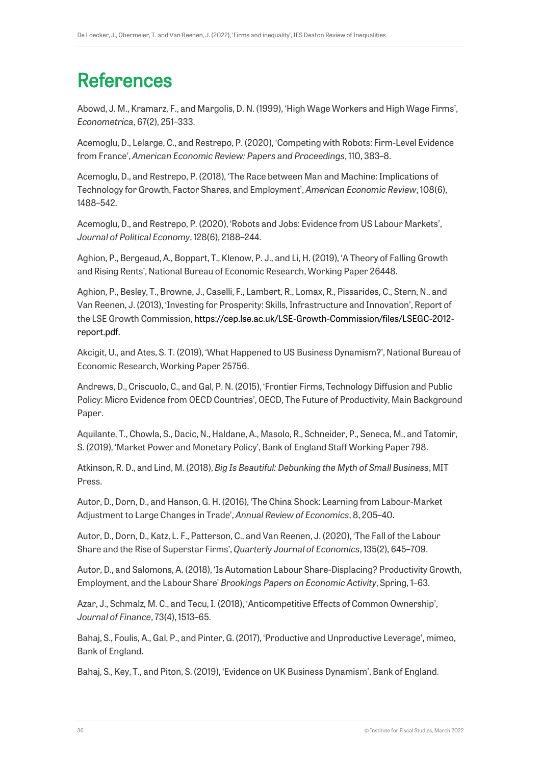# References

Abowd, J. M., Kramarz, F., and Margolis, D. N. (1999), 'High Wage Workers and High Wage Firms', *Econometrica*, 67(2), 251–333.

Acemoglu, D., Lelarge, C., and Restrepo, P. (2020), 'Competing with Robots: Firm-Level Evidence from France', *American Economic Review: Papers and Proceedings*, 110, 383–8.

Acemoglu, D., and Restrepo, P. (2018), 'The Race between Man and Machine: Implications of Technology for Growth, Factor Shares, and Employment', *American Economic Review*, 108(6), 1488–542.

Acemoglu, D., and Restrepo, P. (2020), 'Robots and Jobs: Evidence from US Labour Markets', *Journal of Political Economy*, 128(6), 2188–244.

Aghion, P., Bergeaud, A., Boppart, T., Klenow, P. J., and Li, H. (2019), 'A Theory of Falling Growth and Rising Rents', National Bureau of Economic Research, Working Paper 26448.

Aghion, P., Besley, T., Browne, J., Caselli, F., Lambert, R., Lomax, R., Pissarides, C., Stern, N., and Van Reenen, J. (2013), 'Investing for Prosperity: Skills, Infrastructure and Innovation', Report of the LSE Growth Commission, https://cep.lse.ac.uk/LSE-Growth-Commission/files/LSEGC-2012-report.pdf.

Akcigit, U., and Ates, S. T. (2019), 'What Happened to US Business Dynamism?', National Bureau of Economic Research, Working Paper 25756.

Andrews, D., Criscuolo, C., and Gal, P. N. (2015), 'Frontier Firms, Technology Diffusion and Public Policy: Micro Evidence from OECD Countries', OECD, The Future of Productivity, Main Background Paper.

Aquilante, T., Chowla, S., Dacic, N., Haldane, A., Masolo, R., Schneider, P., Seneca, M., and Tatomir, S. (2019), 'Market Power and Monetary Policy', Bank of England Staff Working Paper 798.

Atkinson, R. D., and Lind, M. (2018), *Big Is Beautiful: Debunking the Myth of Small Business*, MIT Press.

Autor, D., Dorn, D., and Hanson, G. H. (2016), 'The China Shock: Learning from Labour-Market Adjustment to Large Changes in Trade', *Annual Review of Economics*, 8, 205–40.

Autor, D., Dorn, D., Katz, L. F., Patterson, C., and Van Reenen, J. (2020), 'The Fall of the Labour Share and the Rise of Superstar Firms', *Quarterly Journal of Economics*, 135(2), 645–709.

Autor, D., and Salomons, A. (2018), 'Is Automation Labour Share-Displacing? Productivity Growth, Employment, and the Labour Share' *Brookings Papers on Economic Activity*, Spring, 1–63.

Azar, J., Schmalz, M. C., and Tecu, I. (2018), 'Anticompetitive Effects of Common Ownership', *Journal of Finance*, 73(4), 1513–65.

Bahaj, S., Foulis, A., Gal, P., and Pinter, G. (2017), 'Productive and Unproductive Leverage', mimeo, Bank of England.

Bahaj, S., Key, T., and Piton, S. (2019), 'Evidence on UK Business Dynamism', Bank of England.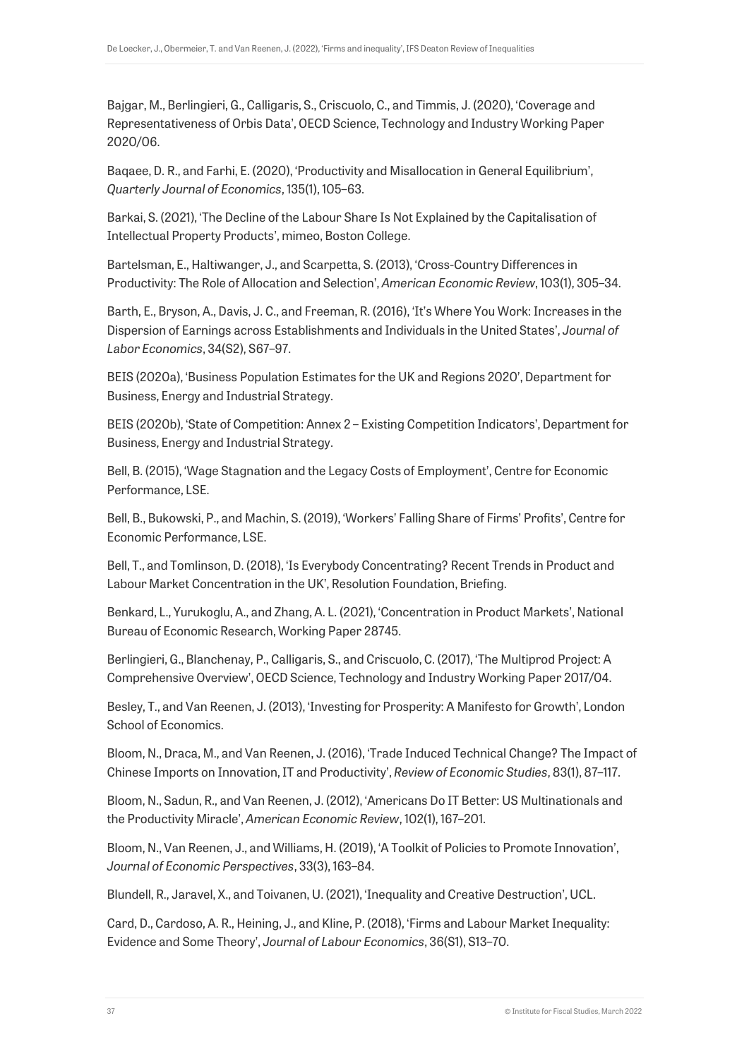Bajgar, M., Berlingieri, G., Calligaris, S., Criscuolo, C., and Timmis, J. (2020), 'Coverage and Representativeness of Orbis Data', OECD Science, Technology and Industry Working Paper 2020/06.

Baqaee, D. R., and Farhi, E. (2020), 'Productivity and Misallocation in General Equilibrium', *Quarterly Journal of Economics*, 135(1), 105–63.

Barkai, S. (2021), 'The Decline of the Labour Share Is Not Explained by the Capitalisation of Intellectual Property Products', mimeo, Boston College.

Bartelsman, E., Haltiwanger, J., and Scarpetta, S. (2013), 'Cross-Country Differences in Productivity: The Role of Allocation and Selection', *American Economic Review*, 103(1), 305–34.

Barth, E., Bryson, A., Davis, J. C., and Freeman, R. (2016), 'It's Where You Work: Increases in the Dispersion of Earnings across Establishments and Individuals in the United States', *Journal of Labor Economics*, 34(S2), S67–97.

BEIS (2020a), 'Business Population Estimates for the UK and Regions 2020', Department for Business, Energy and Industrial Strategy.

BEIS (2020b), 'State of Competition: Annex 2 – Existing Competition Indicators', Department for Business, Energy and Industrial Strategy.

Bell, B. (2015), 'Wage Stagnation and the Legacy Costs of Employment', Centre for Economic Performance, LSE.

Bell, B., Bukowski, P., and Machin, S. (2019), 'Workers' Falling Share of Firms' Profits', Centre for Economic Performance, LSE.

Bell, T., and Tomlinson, D. (2018), 'Is Everybody Concentrating? Recent Trends in Product and Labour Market Concentration in the UK', Resolution Foundation, Briefing.

Benkard, L., Yurukoglu, A., and Zhang, A. L. (2021), 'Concentration in Product Markets', National Bureau of Economic Research, Working Paper 28745.

Berlingieri, G., Blanchenay, P., Calligaris, S., and Criscuolo, C. (2017), 'The Multiprod Project: A Comprehensive Overview', OECD Science, Technology and Industry Working Paper 2017/04.

Besley, T., and Van Reenen, J. (2013), 'Investing for Prosperity: A Manifesto for Growth', London School of Economics.

Bloom, N., Draca, M., and Van Reenen, J. (2016), 'Trade Induced Technical Change? The Impact of Chinese Imports on Innovation, IT and Productivity', *Review of Economic Studies*, 83(1), 87–117.

Bloom, N., Sadun, R., and Van Reenen, J. (2012), 'Americans Do IT Better: US Multinationals and the Productivity Miracle', *American Economic Review*, 102(1), 167–201.

Bloom, N., Van Reenen, J., and Williams, H. (2019), 'A Toolkit of Policies to Promote Innovation', *Journal of Economic Perspectives*, 33(3), 163–84.

Blundell, R., Jaravel, X., and Toivanen, U. (2021), 'Inequality and Creative Destruction', UCL.

Card, D., Cardoso, A. R., Heining, J., and Kline, P. (2018), 'Firms and Labour Market Inequality: Evidence and Some Theory', *Journal of Labour Economics*, 36(S1), S13–70.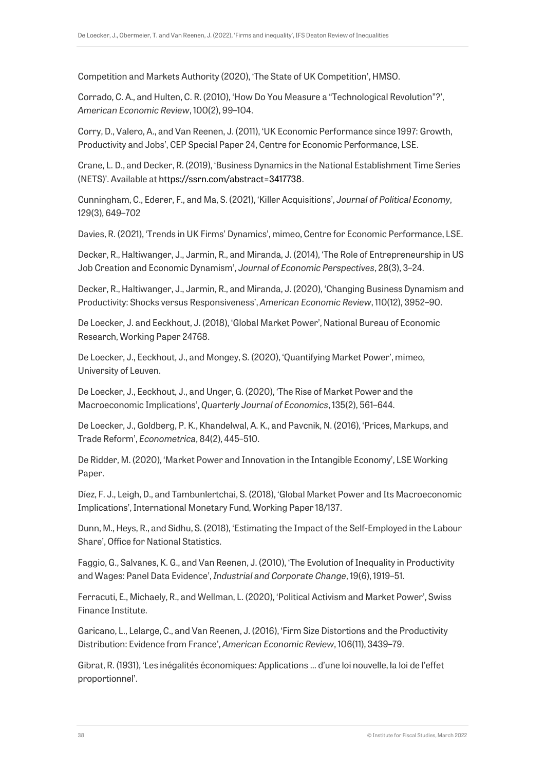Competition and Markets Authority (2020), 'The State of UK Competition', HMSO.

Corrado, C. A., and Hulten, C. R. (2010), 'How Do You Measure a "Technological Revolution"?', *American Economic Review*, 100(2), 99–104.

Corry, D., Valero, A., and Van Reenen, J. (2011), 'UK Economic Performance since 1997: Growth, Productivity and Jobs', CEP Special Paper 24, Centre for Economic Performance, LSE.

Crane, L. D., and Decker, R. (2019), 'Business Dynamics in the National Establishment Time Series (NETS)'. Available at https://ssrn.com/abstract=3417738.

Cunningham, C., Ederer, F., and Ma, S. (2021), 'Killer Acquisitions', *Journal of Political Economy*, 129(3), 649–702

Davies, R. (2021), 'Trends in UK Firms' Dynamics', mimeo, Centre for Economic Performance, LSE.

Decker, R., Haltiwanger, J., Jarmin, R., and Miranda, J. (2014), 'The Role of Entrepreneurship in US Job Creation and Economic Dynamism', *Journal of Economic Perspectives*, 28(3), 3–24.

Decker, R., Haltiwanger, J., Jarmin, R., and Miranda, J. (2020), 'Changing Business Dynamism and Productivity: Shocks versus Responsiveness', *American Economic Review*, 110(12), 3952–90.

De Loecker, J. and Eeckhout, J. (2018), 'Global Market Power', National Bureau of Economic Research, Working Paper 24768.

De Loecker, J., Eeckhout, J., and Mongey, S. (2020), 'Quantifying Market Power', mimeo, University of Leuven.

De Loecker, J., Eeckhout, J., and Unger, G. (2020), 'The Rise of Market Power and the Macroeconomic Implications', *Quarterly Journal of Economics*, 135(2), 561–644.

De Loecker, J., Goldberg, P. K., Khandelwal, A. K., and Pavcnik, N. (2016), 'Prices, Markups, and Trade Reform', *Econometrica*, 84(2), 445–510.

De Ridder, M. (2020), 'Market Power and Innovation in the Intangible Economy', LSE Working Paper.

Díez, F. J., Leigh, D., and Tambunlertchai, S. (2018), 'Global Market Power and Its Macroeconomic Implications', International Monetary Fund, Working Paper 18/137.

Dunn, M., Heys, R., and Sidhu, S. (2018), 'Estimating the Impact of the Self-Employed in the Labour Share', Office for National Statistics.

Faggio, G., Salvanes, K. G., and Van Reenen, J. (2010), 'The Evolution of Inequality in Productivity and Wages: Panel Data Evidence', *Industrial and Corporate Change*, 19(6), 1919–51.

Ferracuti, E., Michaely, R., and Wellman, L. (2020), 'Political Activism and Market Power', Swiss Finance Institute.

Garicano, L., Lelarge, C., and Van Reenen, J. (2016), 'Firm Size Distortions and the Productivity Distribution: Evidence from France', *American Economic Review*, 106(11), 3439–79.

Gibrat, R. (1931), 'Les inégalités économiques: Applications … d'une loi nouvelle, la loi de l'effet proportionnel'.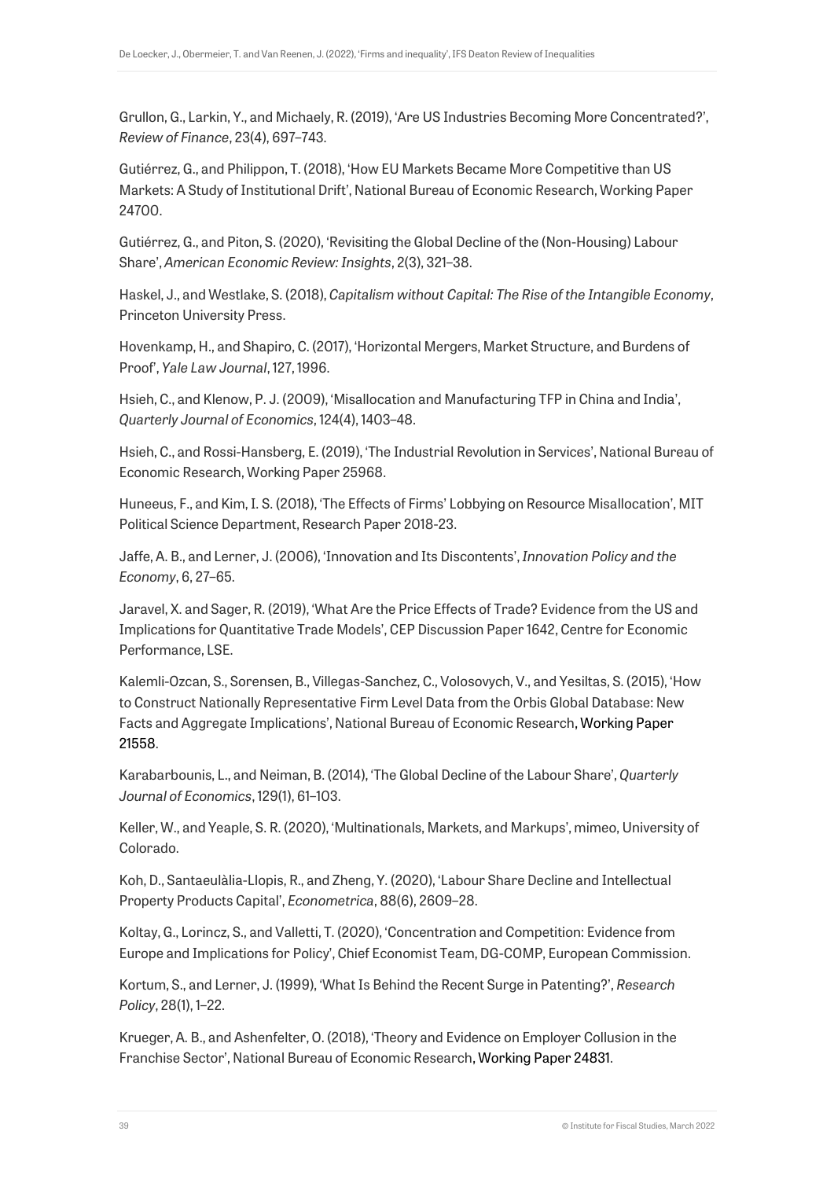Grullon, G., Larkin, Y., and Michaely, R. (2019), 'Are US Industries Becoming More Concentrated?', *Review of Finance*, 23(4), 697–743.

Gutiérrez, G., and Philippon, T. (2018), 'How EU Markets Became More Competitive than US Markets: A Study of Institutional Drift', National Bureau of Economic Research, Working Paper 24700.

Gutiérrez, G., and Piton, S. (2020), 'Revisiting the Global Decline of the (Non-Housing) Labour Share', *American Economic Review: Insights*, 2(3), 321–38.

Haskel, J., and Westlake, S. (2018), *Capitalism without Capital: The Rise of the Intangible Economy*, Princeton University Press.

Hovenkamp, H., and Shapiro, C. (2017), 'Horizontal Mergers, Market Structure, and Burdens of Proof', *Yale Law Journal*, 127, 1996.

Hsieh, C., and Klenow, P. J. (2009), 'Misallocation and Manufacturing TFP in China and India', *Quarterly Journal of Economics*, 124(4), 1403–48.

Hsieh, C., and Rossi-Hansberg, E. (2019), 'The Industrial Revolution in Services', National Bureau of Economic Research, Working Paper 25968.

Huneeus, F., and Kim, I. S. (2018), 'The Effects of Firms' Lobbying on Resource Misallocation', MIT Political Science Department, Research Paper 2018-23.

Jaffe, A. B., and Lerner, J. (2006), 'Innovation and Its Discontents', *Innovation Policy and the Economy*, 6, 27–65.

Jaravel, X. and Sager, R. (2019), 'What Are the Price Effects of Trade? Evidence from the US and Implications for Quantitative Trade Models', CEP Discussion Paper 1642, Centre for Economic Performance, LSE.

Kalemli-Ozcan, S., Sorensen, B., Villegas-Sanchez, C., Volosovych, V., and Yesiltas, S. (2015), 'How to Construct Nationally Representative Firm Level Data from the Orbis Global Database: New Facts and Aggregate Implications', National Bureau of Economic Research, Working Paper 21558.

Karabarbounis, L., and Neiman, B. (2014), 'The Global Decline of the Labour Share', *Quarterly Journal of Economics*, 129(1), 61–103.

Keller, W., and Yeaple, S. R. (2020), 'Multinationals, Markets, and Markups', mimeo, University of Colorado.

Koh, D., Santaeulàlia-Llopis, R., and Zheng, Y. (2020), 'Labour Share Decline and Intellectual Property Products Capital', *Econometrica*, 88(6), 2609–28.

Koltay, G., Lorincz, S., and Valletti, T. (2020), 'Concentration and Competition: Evidence from Europe and Implications for Policy', Chief Economist Team, DG-COMP, European Commission.

Kortum, S., and Lerner, J. (1999), 'What Is Behind the Recent Surge in Patenting?', *Research Policy*, 28(1), 1–22.

Krueger, A. B., and Ashenfelter, O. (2018), 'Theory and Evidence on Employer Collusion in the Franchise Sector', National Bureau of Economic Research, Working Paper 24831.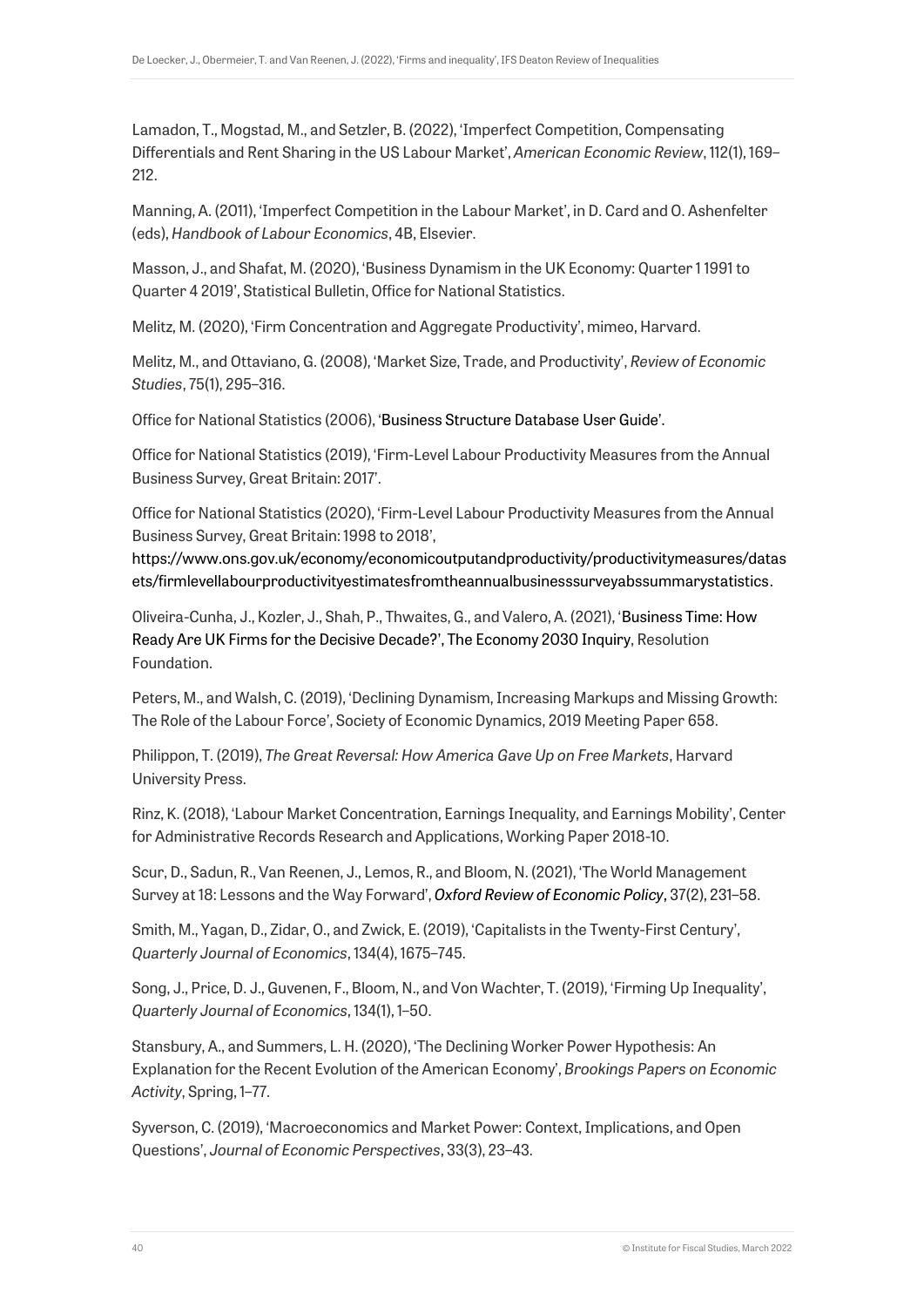Lamadon, T., Mogstad, M., and Setzler, B. (2022), 'Imperfect Competition, Compensating Differentials and Rent Sharing in the US Labour Market', *American Economic Review*, 112(1), 169–212.

Manning, A. (2011), 'Imperfect Competition in the Labour Market', in D. Card and O. Ashenfelter (eds), *Handbook of Labour Economics*, 4B, Elsevier.

Masson, J., and Shafat, M. (2020), 'Business Dynamism in the UK Economy: Quarter 1 1991 to Quarter 4 2019', Statistical Bulletin, Office for National Statistics.

Melitz, M. (2020), 'Firm Concentration and Aggregate Productivity', mimeo, Harvard.

Melitz, M., and Ottaviano, G. (2008), 'Market Size, Trade, and Productivity', *Review of Economic Studies*, 75(1), 295–316.

Office for National Statistics (2006), 'Business Structure Database User Guide'.

Office for National Statistics (2019), 'Firm-Level Labour Productivity Measures from the Annual Business Survey, Great Britain: 2017'.

Office for National Statistics (2020), 'Firm-Level Labour Productivity Measures from the Annual Business Survey, Great Britain: 1998 to 2018', https://www.ons.gov.uk/economy/economicoutputandproductivity/productivitymeasures/datasets/firmlevellabourproductivityestimatesfromtheannualbusinesssurveyabssummarystatistics.

Oliveira-Cunha, J., Kozler, J., Shah, P., Thwaites, G., and Valero, A. (2021), 'Business Time: How Ready Are UK Firms for the Decisive Decade?', The Economy 2030 Inquiry, Resolution Foundation.

Peters, M., and Walsh, C. (2019), 'Declining Dynamism, Increasing Markups and Missing Growth: The Role of the Labour Force', Society of Economic Dynamics, 2019 Meeting Paper 658.

Philippon, T. (2019), *The Great Reversal: How America Gave Up on Free Markets*, Harvard University Press.

Rinz, K. (2018), 'Labour Market Concentration, Earnings Inequality, and Earnings Mobility', Center for Administrative Records Research and Applications, Working Paper 2018-10.

Scur, D., Sadun, R., Van Reenen, J., Lemos, R., and Bloom, N. (2021), 'The World Management Survey at 18: Lessons and the Way Forward', *Oxford Review of Economic Policy*, 37(2), 231–58.

Smith, M., Yagan, D., Zidar, O., and Zwick, E. (2019), 'Capitalists in the Twenty-First Century', *Quarterly Journal of Economics*, 134(4), 1675–745.

Song, J., Price, D. J., Guvenen, F., Bloom, N., and Von Wachter, T. (2019), 'Firming Up Inequality', *Quarterly Journal of Economics*, 134(1), 1–50.

Stansbury, A., and Summers, L. H. (2020), 'The Declining Worker Power Hypothesis: An Explanation for the Recent Evolution of the American Economy', *Brookings Papers on Economic Activity*, Spring, 1–77.

Syverson, C. (2019), 'Macroeconomics and Market Power: Context, Implications, and Open Questions', *Journal of Economic Perspectives*, 33(3), 23–43.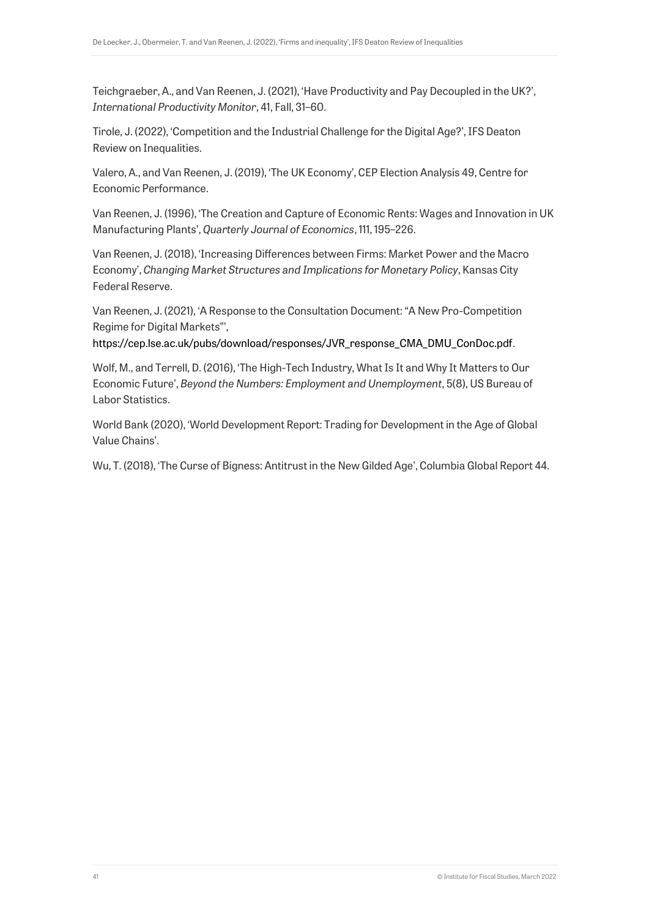Teichgraeber, A., and Van Reenen, J. (2021), 'Have Productivity and Pay Decoupled in the UK?', *International Productivity Monitor*, 41, Fall, 31–60.

Tirole, J. (2022), 'Competition and the Industrial Challenge for the Digital Age?', IFS Deaton Review on Inequalities.

Valero, A., and Van Reenen, J. (2019), 'The UK Economy', CEP Election Analysis 49, Centre for Economic Performance.

Van Reenen, J. (1996), 'The Creation and Capture of Economic Rents: Wages and Innovation in UK Manufacturing Plants', *Quarterly Journal of Economics*, 111, 195–226.

Van Reenen, J. (2018), 'Increasing Differences between Firms: Market Power and the Macro Economy', *Changing Market Structures and Implications for Monetary Policy*, Kansas City Federal Reserve.

Van Reenen, J. (2021), 'A Response to the Consultation Document: "A New Pro-Competition Regime for Digital Markets"', https://cep.lse.ac.uk/pubs/download/responses/JVR_response_CMA_DMU_ConDoc.pdf.

Wolf, M., and Terrell, D. (2016), 'The High-Tech Industry, What Is It and Why It Matters to Our Economic Future', *Beyond the Numbers: Employment and Unemployment*, 5(8), US Bureau of Labor Statistics.

World Bank (2020), 'World Development Report: Trading for Development in the Age of Global Value Chains'.

Wu, T. (2018), 'The Curse of Bigness: Antitrust in the New Gilded Age', Columbia Global Report 44.